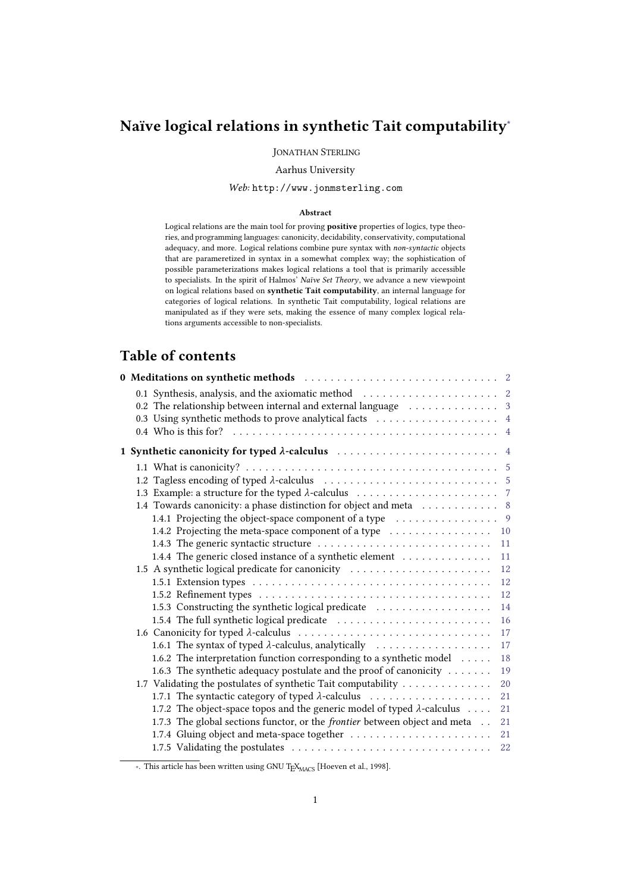# Naïve logical relations in synthetic Tait computability*

JONATHAN STERLING

Aarhus University

*Web:* http://www.jonmsterling.com

**Abstract**

Logical relations are the main tool for proving **positive** properties of logics, type theories, and programming languages: canonicity, decidability, conservativity, computational adequacy, and more. Logical relations combine pure syntax with *non-syntactic* objects that are parameretized in syntax in a somewhat complex way; the sophistication of possible parameterizations makes logical relations a tool that is primarily accessible to specialists. In the spirit of Halmos' *Naïve Set Theory*, we advance a new viewpoint on logical relations based on **synthetic Tait computability**, an internal language for categories of logical relations. In synthetic Tait computability, logical relations are manipulated as if they were sets, making the essence of many complex logical relations arguments accessible to non-specialists.

## Table of contents

- **0 Meditations on synthetic methods** . . . 2
  - 0.1 Synthesis, analysis, and the axiomatic method . . . 2
  - 0.2 The relationship between internal and external language . . . 3
  - 0.3 Using synthetic methods to prove analytical facts . . . 4
  - 0.4 Who is this for? . . . 4
- **1 Synthetic canonicity for typed $\lambda$-calculus** . . . 4
  - 1.1 What is canonicity? . . . 5
  - 1.2 Tagless encoding of typed $\lambda$-calculus . . . 5
  - 1.3 Example: a structure for the typed $\lambda$-calculus . . . 7
  - 1.4 Towards canonicity: a phase distinction for object and meta . . . 8
    - 1.4.1 Projecting the object-space component of a type . . . 9
    - 1.4.2 Projecting the meta-space component of a type . . . 10
    - 1.4.3 The generic syntactic structure . . . 11
    - 1.4.4 The generic closed instance of a synthetic element . . . 11
  - 1.5 A synthetic logical predicate for canonicity . . . 12
    - 1.5.1 Extension types . . . 12
    - 1.5.2 Refinement types . . . 12
    - 1.5.3 Constructing the synthetic logical predicate . . . 14
    - 1.5.4 The full synthetic logical predicate . . . 16
  - 1.6 Canonicity for typed $\lambda$-calculus . . . 17
    - 1.6.1 The syntax of typed $\lambda$-calculus, analytically . . . 17
    - 1.6.2 The interpretation function corresponding to a synthetic model . . . 18
    - 1.6.3 The synthetic adequacy postulate and the proof of canonicity . . . 19
  - 1.7 Validating the postulates of synthetic Tait computability . . . 20
    - 1.7.1 The syntactic category of typed $\lambda$-calculus . . . 21
    - 1.7.2 The object-space topos and the generic model of typed $\lambda$-calculus . . . 21
    - 1.7.3 The global sections functor, or the *frontier* between object and meta . . . 21
    - 1.7.4 Gluing object and meta-space together . . . 21
    - 1.7.5 Validating the postulates . . . 22

*. This article has been written using GNU $\mathrm{T_EX_{MACS}}$ [Hoeven et al., 1998].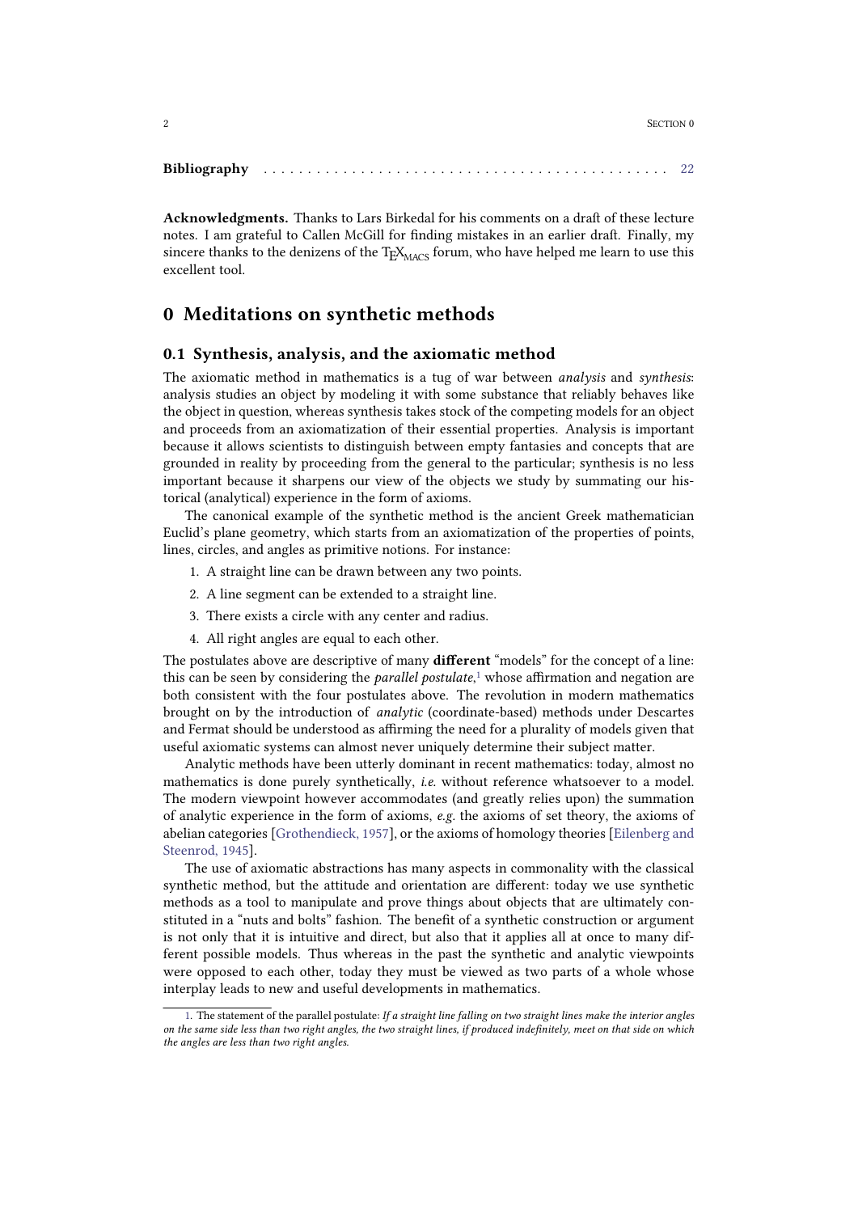**Bibliography** . . . . . . . . . . . . . . . . . . . . . . . . . . . . . . . . . . . . . . . . . . . . 22

**Acknowledgments.** Thanks to Lars Birkedal for his comments on a draft of these lecture notes. I am grateful to Callen McGill for finding mistakes in an earlier draft. Finally, my sincere thanks to the denizens of the TeXmacs forum, who have helped me learn to use this excellent tool.

# 0 Meditations on synthetic methods

## 0.1 Synthesis, analysis, and the axiomatic method

The axiomatic method in mathematics is a tug of war between *analysis* and *synthesis*: analysis studies an object by modeling it with some substance that reliably behaves like the object in question, whereas synthesis takes stock of the competing models for an object and proceeds from an axiomatization of their essential properties. Analysis is important because it allows scientists to distinguish between empty fantasies and concepts that are grounded in reality by proceeding from the general to the particular; synthesis is no less important because it sharpens our view of the objects we study by summating our historical (analytical) experience in the form of axioms.

The canonical example of the synthetic method is the ancient Greek mathematician Euclid's plane geometry, which starts from an axiomatization of the properties of points, lines, circles, and angles as primitive notions. For instance:

1. A straight line can be drawn between any two points.
2. A line segment can be extended to a straight line.
3. There exists a circle with any center and radius.
4. All right angles are equal to each other.

The postulates above are descriptive of many **different** "models" for the concept of a line: this can be seen by considering the *parallel postulate*,[1] whose affirmation and negation are both consistent with the four postulates above. The revolution in modern mathematics brought on by the introduction of *analytic* (coordinate-based) methods under Descartes and Fermat should be understood as affirming the need for a plurality of models given that useful axiomatic systems can almost never uniquely determine their subject matter.

Analytic methods have been utterly dominant in recent mathematics: today, almost no mathematics is done purely synthetically, *i.e.* without reference whatsoever to a model. The modern viewpoint however accommodates (and greatly relies upon) the summation of analytic experience in the form of axioms, *e.g.* the axioms of set theory, the axioms of abelian categories [Grothendieck, 1957], or the axioms of homology theories [Eilenberg and Steenrod, 1945].

The use of axiomatic abstractions has many aspects in commonality with the classical synthetic method, but the attitude and orientation are different: today we use synthetic methods as a tool to manipulate and prove things about objects that are ultimately constituted in a "nuts and bolts" fashion. The benefit of a synthetic construction or argument is not only that it is intuitive and direct, but also that it applies all at once to many different possible models. Thus whereas in the past the synthetic and analytic viewpoints were opposed to each other, today they must be viewed as two parts of a whole whose interplay leads to new and useful developments in mathematics.

---

[1]. The statement of the parallel postulate: *If a straight line falling on two straight lines make the interior angles on the same side less than two right angles, the two straight lines, if produced indefinitely, meet on that side on which the angles are less than two right angles.*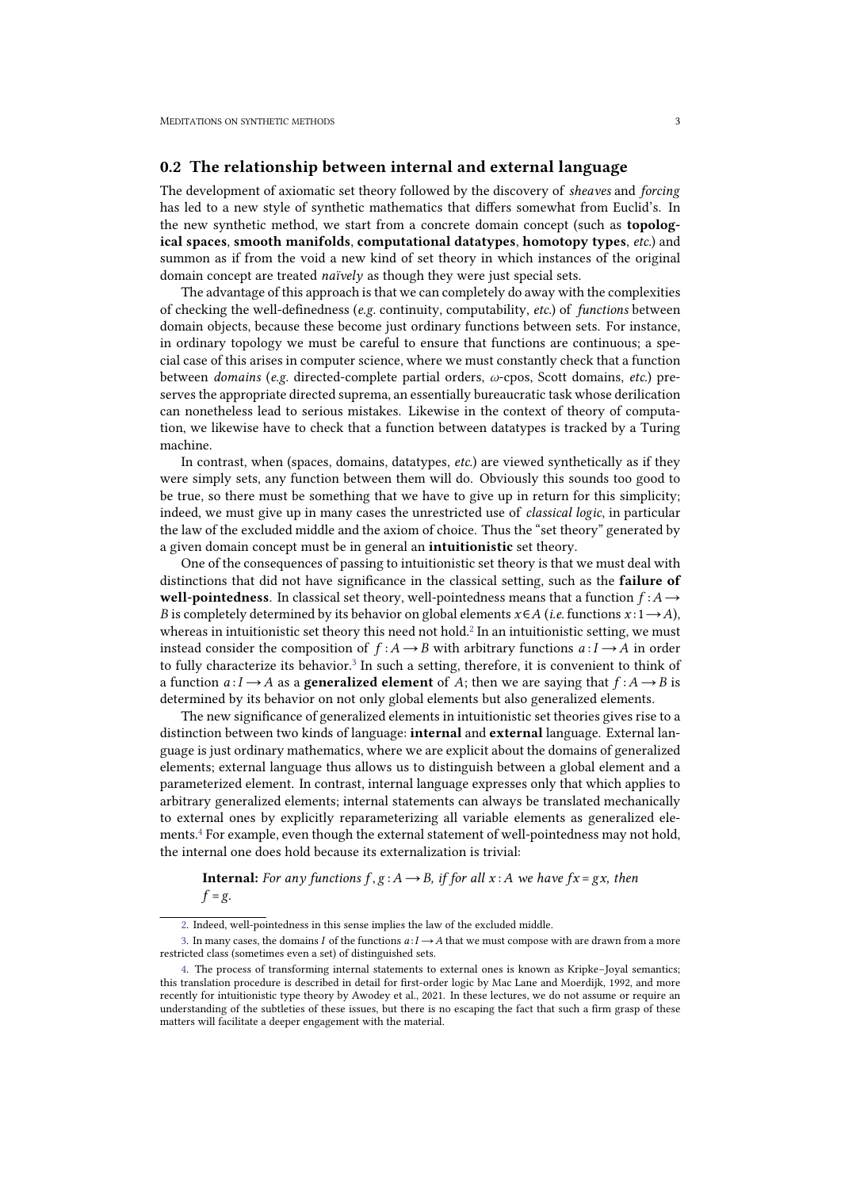## 0.2 The relationship between internal and external language

The development of axiomatic set theory followed by the discovery of *sheaves* and *forcing* has led to a new style of synthetic mathematics that differs somewhat from Euclid's. In the new synthetic method, we start from a concrete domain concept (such as **topological spaces**, **smooth manifolds**, **computational datatypes**, **homotopy types**, *etc.*) and summon as if from the void a new kind of set theory in which instances of the original domain concept are treated *naïvely* as though they were just special sets.

The advantage of this approach is that we can completely do away with the complexities of checking the well-definedness (*e.g.* continuity, computability, *etc.*) of *functions* between domain objects, because these become just ordinary functions between sets. For instance, in ordinary topology we must be careful to ensure that functions are continuous; a special case of this arises in computer science, where we must constantly check that a function between *domains* (*e.g.* directed-complete partial orders, $\omega$-cpos, Scott domains, *etc.*) preserves the appropriate directed suprema, an essentially bureaucratic task whose derilication can nonetheless lead to serious mistakes. Likewise in the context of theory of computation, we likewise have to check that a function between datatypes is tracked by a Turing machine.

In contrast, when (spaces, domains, datatypes, *etc.*) are viewed synthetically as if they were simply sets, any function between them will do. Obviously this sounds too good to be true, so there must be something that we have to give up in return for this simplicity; indeed, we must give up in many cases the unrestricted use of *classical logic*, in particular the law of the excluded middle and the axiom of choice. Thus the "set theory" generated by a given domain concept must be in general an **intuitionistic** set theory.

One of the consequences of passing to intuitionistic set theory is that we must deal with distinctions that did not have significance in the classical setting, such as the **failure of well-pointedness**. In classical set theory, well-pointedness means that a function $f:A\to B$ is completely determined by its behavior on global elements $x\in A$ (*i.e.* functions $x:1\to A$), whereas in intuitionistic set theory this need not hold.[2] In an intuitionistic setting, we must instead consider the composition of $f:A\to B$ with arbitrary functions $a:I\to A$ in order to fully characterize its behavior.[3] In such a setting, therefore, it is convenient to think of a function $a:I\to A$ as a **generalized element** of $A$; then we are saying that $f:A\to B$ is determined by its behavior on not only global elements but also generalized elements.

The new significance of generalized elements in intuitionistic set theories gives rise to a distinction between two kinds of language: **internal** and **external** language. External language is just ordinary mathematics, where we are explicit about the domains of generalized elements; external language thus allows us to distinguish between a global element and a parameterized element. In contrast, internal language expresses only that which applies to arbitrary generalized elements; internal statements can always be translated mechanically to external ones by explicitly reparameterizing all variable elements as generalized elements.[4] For example, even though the external statement of well-pointedness may not hold, the internal one does hold because its externalization is trivial:

> **Internal:** *For any functions $f,g:A\to B$, if for all $x:A$ we have $fx=gx$, then $f=g$.*

---

2. Indeed, well-pointedness in this sense implies the law of the excluded middle.

3. In many cases, the domains $I$ of the functions $a:I\to A$ that we must compose with are drawn from a more restricted class (sometimes even a set) of distinguished sets.

4. The process of transforming internal statements to external ones is known as Kripke–Joyal semantics; this translation procedure is described in detail for first-order logic by Mac Lane and Moerdijk, 1992, and more recently for intuitionistic type theory by Awodey et al., 2021. In these lectures, we do not assume or require an understanding of the subtleties of these issues, but there is no escaping the fact that such a firm grasp of these matters will facilitate a deeper engagement with the material.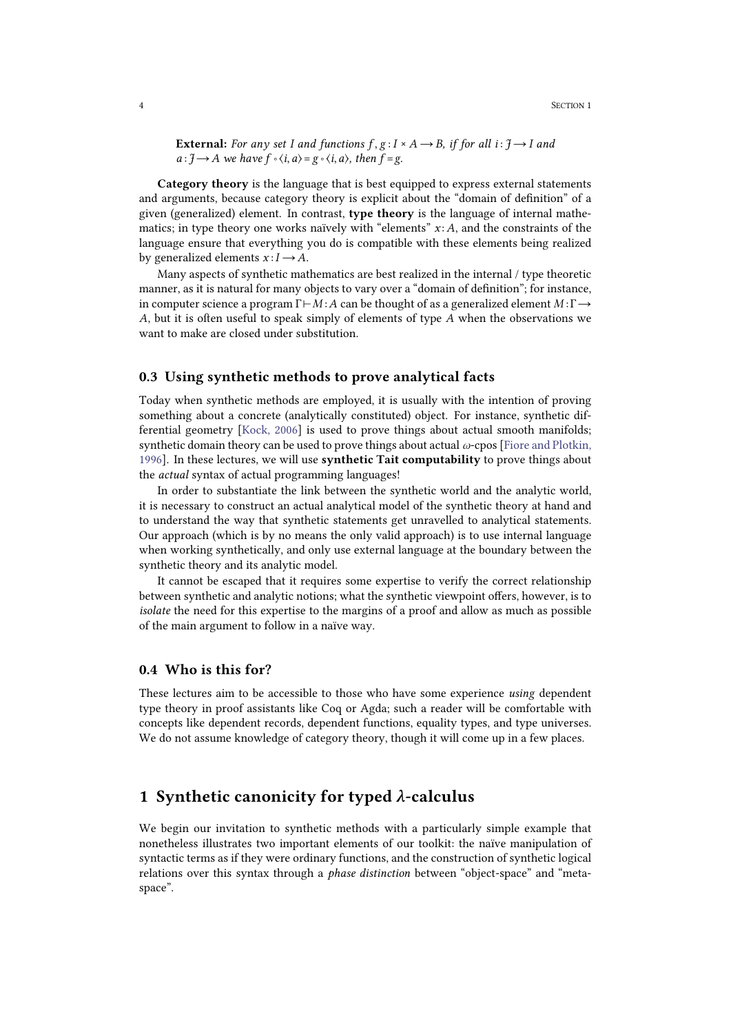**External:** *For any set $I$ and functions $f, g : I \times A \longrightarrow B$, if for all $i : \mathcal{J} \longrightarrow I$ and $a : \mathcal{J} \longrightarrow A$ we have $f \circ \langle i, a \rangle = g \circ \langle i, a \rangle$, then $f = g$.*

**Category theory** is the language that is best equipped to express external statements and arguments, because category theory is explicit about the "domain of definition" of a given (generalized) element. In contrast, **type theory** is the language of internal mathematics; in type theory one works naïvely with "elements" $x : A$, and the constraints of the language ensure that everything you do is compatible with these elements being realized by generalized elements $x : I \longrightarrow A$.

Many aspects of synthetic mathematics are best realized in the internal / type theoretic manner, as it is natural for many objects to vary over a "domain of definition"; for instance, in computer science a program $\Gamma \vdash M : A$ can be thought of as a generalized element $M : \Gamma \longrightarrow A$, but it is often useful to speak simply of elements of type $A$ when the observations we want to make are closed under substitution.

### 0.3 Using synthetic methods to prove analytical facts

Today when synthetic methods are employed, it is usually with the intention of proving something about a concrete (analytically constituted) object. For instance, synthetic differential geometry [Kock, 2006] is used to prove things about actual smooth manifolds; synthetic domain theory can be used to prove things about actual $\omega$-cpos [Fiore and Plotkin, 1996]. In these lectures, we will use **synthetic Tait computability** to prove things about the *actual* syntax of actual programming languages!

In order to substantiate the link between the synthetic world and the analytic world, it is necessary to construct an actual analytical model of the synthetic theory at hand and to understand the way that synthetic statements get unravelled to analytical statements. Our approach (which is by no means the only valid approach) is to use internal language when working synthetically, and only use external language at the boundary between the synthetic theory and its analytic model.

It cannot be escaped that it requires some expertise to verify the correct relationship between synthetic and analytic notions; what the synthetic viewpoint offers, however, is to *isolate* the need for this expertise to the margins of a proof and allow as much as possible of the main argument to follow in a naïve way.

### 0.4 Who is this for?

These lectures aim to be accessible to those who have some experience *using* dependent type theory in proof assistants like Coq or Agda; such a reader will be comfortable with concepts like dependent records, dependent functions, equality types, and type universes. We do not assume knowledge of category theory, though it will come up in a few places.

## 1 Synthetic canonicity for typed $\lambda$-calculus

We begin our invitation to synthetic methods with a particularly simple example that nonetheless illustrates two important elements of our toolkit: the naïve manipulation of syntactic terms as if they were ordinary functions, and the construction of synthetic logical relations over this syntax through a *phase distinction* between "object-space" and "meta-space".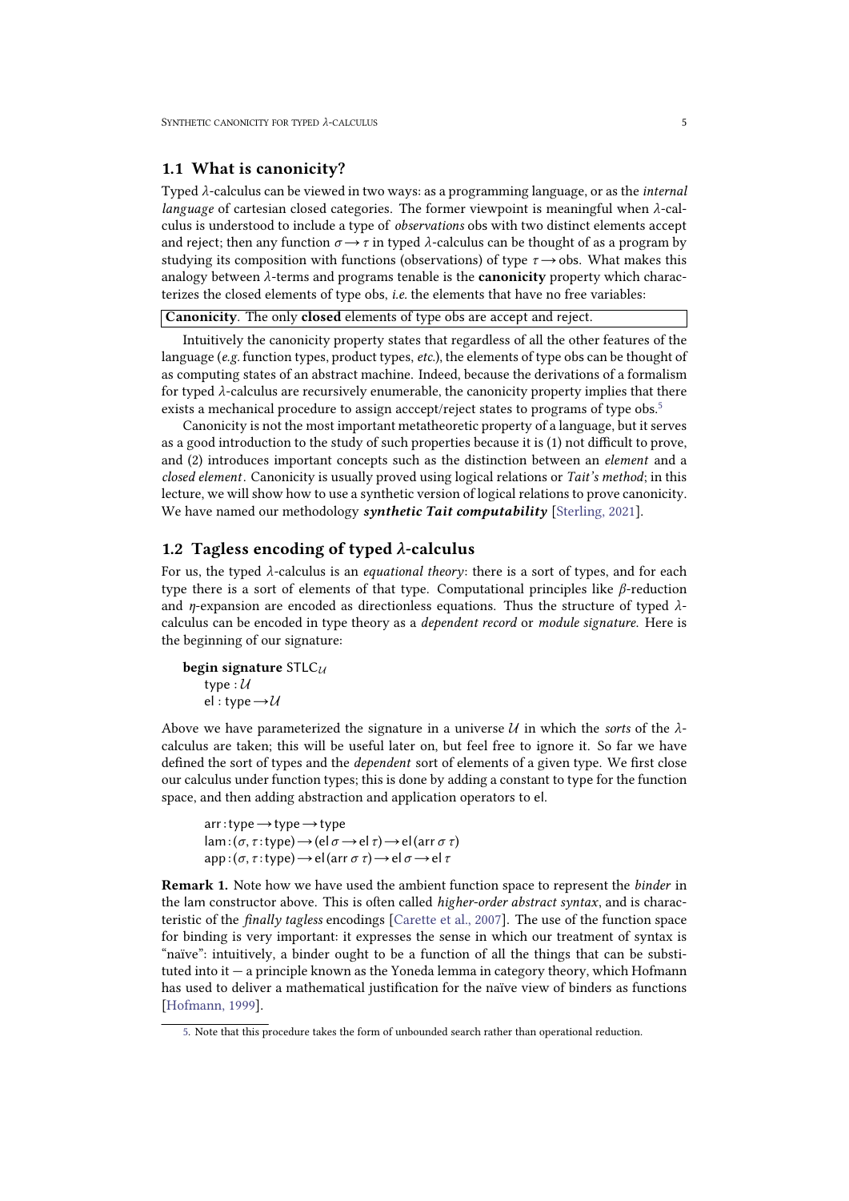## 1.1 What is canonicity?

Typed $\lambda$-calculus can be viewed in two ways: as a programming language, or as the *internal language* of cartesian closed categories. The former viewpoint is meaningful when $\lambda$-calculus is understood to include a type of *observations* obs with two distinct elements accept and reject; then any function $\sigma \to \tau$ in typed $\lambda$-calculus can be thought of as a program by studying its composition with functions (observations) of type $\tau \to \text{obs}$. What makes this analogy between $\lambda$-terms and programs tenable is the **canonicity** property which characterizes the closed elements of type obs, *i.e.* the elements that have no free variables:

**Canonicity**. The only **closed** elements of type obs are accept and reject.

Intuitively the canonicity property states that regardless of all the other features of the language (*e.g.* function types, product types, *etc.*), the elements of type obs can be thought of as computing states of an abstract machine. Indeed, because the derivations of a formalism for typed $\lambda$-calculus are recursively enumerable, the canonicity property implies that there exists a mechanical procedure to assign acccept/reject states to programs of type obs.[5]

Canonicity is not the most important metatheoretic property of a language, but it serves as a good introduction to the study of such properties because it is (1) not difficult to prove, and (2) introduces important concepts such as the distinction between an *element* and a *closed element*. Canonicity is usually proved using logical relations or *Tait's method*; in this lecture, we will show how to use a synthetic version of logical relations to prove canonicity. We have named our methodology ***synthetic Tait computability*** [Sterling, 2021].

## 1.2 Tagless encoding of typed $\lambda$-calculus

For us, the typed $\lambda$-calculus is an *equational theory*: there is a sort of types, and for each type there is a sort of elements of that type. Computational principles like $\beta$-reduction and $\eta$-expansion are encoded as directionless equations. Thus the structure of typed $\lambda$-calculus can be encoded in type theory as a *dependent record* or *module signature*. Here is the beginning of our signature:

**begin signature** $\mathsf{STLC}_{\mathcal{U}}$
  $\mathsf{type} : \mathcal{U}$
  $\mathsf{el} : \mathsf{type} \to \mathcal{U}$

Above we have parameterized the signature in a universe $\mathcal{U}$ in which the *sorts* of the $\lambda$-calculus are taken; this will be useful later on, but feel free to ignore it. So far we have defined the sort of types and the *dependent* sort of elements of a given type. We first close our calculus under function types; this is done by adding a constant to type for the function space, and then adding abstraction and application operators to el.

$$\mathsf{arr} : \mathsf{type} \to \mathsf{type} \to \mathsf{type}$$
$$\mathsf{lam} : (\sigma, \tau : \mathsf{type}) \to (\mathsf{el}\,\sigma \to \mathsf{el}\,\tau) \to \mathsf{el}(\mathsf{arr}\,\sigma\,\tau)$$
$$\mathsf{app} : (\sigma, \tau : \mathsf{type}) \to \mathsf{el}(\mathsf{arr}\,\sigma\,\tau) \to \mathsf{el}\,\sigma \to \mathsf{el}\,\tau$$

**Remark 1.** Note how we have used the ambient function space to represent the *binder* in the lam constructor above. This is often called *higher-order abstract syntax*, and is characteristic of the *finally tagless* encodings [Carette et al., 2007]. The use of the function space for binding is very important: it expresses the sense in which our treatment of syntax is "naïve": intuitively, a binder ought to be a function of all the things that can be substituted into it — a principle known as the Yoneda lemma in category theory, which Hofmann has used to deliver a mathematical justification for the naïve view of binders as functions [Hofmann, 1999].

5. Note that this procedure takes the form of unbounded search rather than operational reduction.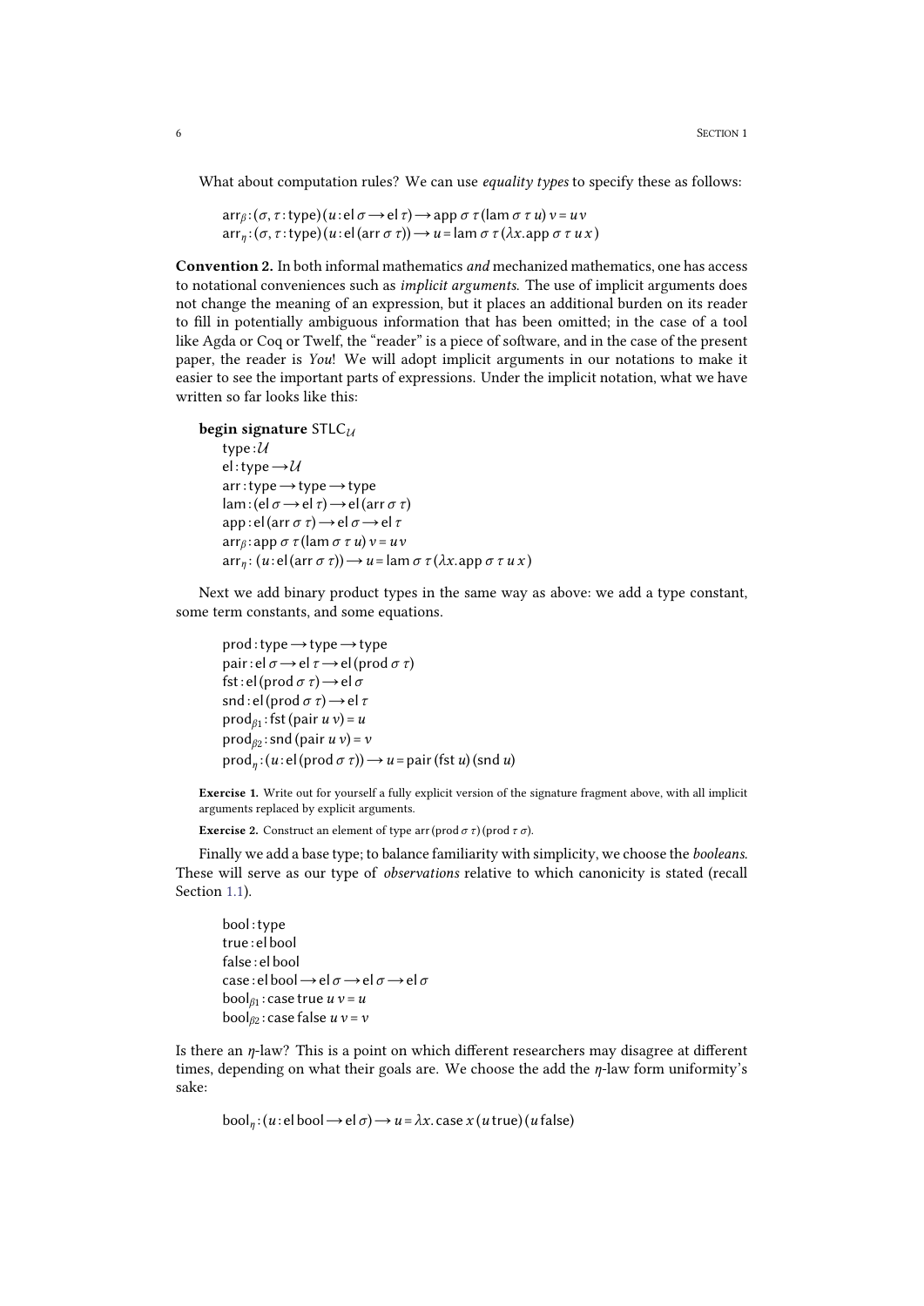What about computation rules? We can use *equality types* to specify these as follows:

$$\mathsf{arr}_\beta : (\sigma, \tau : \mathsf{type})(u : \mathsf{el}\,\sigma \to \mathsf{el}\,\tau) \to \mathsf{app}\;\sigma\;\tau\,(\mathsf{lam}\;\sigma\;\tau\;u)\;v = u\,v$$
$$\mathsf{arr}_\eta : (\sigma, \tau : \mathsf{type})(u : \mathsf{el}\,(\mathsf{arr}\;\sigma\;\tau)) \to u = \mathsf{lam}\;\sigma\;\tau\,(\lambda x.\mathsf{app}\;\sigma\;\tau\;u\;x)$$

**Convention 2.** In both informal mathematics *and* mechanized mathematics, one has access to notational conveniences such as *implicit arguments*. The use of implicit arguments does not change the meaning of an expression, but it places an additional burden on its reader to fill in potentially ambiguous information that has been omitted; in the case of a tool like Agda or Coq or Twelf, the "reader" is a piece of software, and in the case of the present paper, the reader is *You*! We will adopt implicit arguments in our notations to make it easier to see the important parts of expressions. Under the implicit notation, what we have written so far looks like this:

**begin signature** $\mathsf{STLC}_{\mathcal{U}}$

$$\begin{aligned}
&\mathsf{type} : \mathcal{U}\\
&\mathsf{el} : \mathsf{type} \to \mathcal{U}\\
&\mathsf{arr} : \mathsf{type} \to \mathsf{type} \to \mathsf{type}\\
&\mathsf{lam} : (\mathsf{el}\,\sigma \to \mathsf{el}\,\tau) \to \mathsf{el}\,(\mathsf{arr}\;\sigma\;\tau)\\
&\mathsf{app} : \mathsf{el}\,(\mathsf{arr}\;\sigma\;\tau) \to \mathsf{el}\,\sigma \to \mathsf{el}\,\tau\\
&\mathsf{arr}_\beta : \mathsf{app}\;\sigma\;\tau\,(\mathsf{lam}\;\sigma\;\tau\;u)\;v = u\,v\\
&\mathsf{arr}_\eta : (u : \mathsf{el}\,(\mathsf{arr}\;\sigma\;\tau)) \to u = \mathsf{lam}\;\sigma\;\tau\,(\lambda x.\mathsf{app}\;\sigma\;\tau\;u\;x)
\end{aligned}$$

Next we add binary product types in the same way as above: we add a type constant, some term constants, and some equations.

$$\begin{aligned}
&\mathsf{prod} : \mathsf{type} \to \mathsf{type} \to \mathsf{type}\\
&\mathsf{pair} : \mathsf{el}\,\sigma \to \mathsf{el}\,\tau \to \mathsf{el}\,(\mathsf{prod}\;\sigma\;\tau)\\
&\mathsf{fst} : \mathsf{el}\,(\mathsf{prod}\;\sigma\;\tau) \to \mathsf{el}\,\sigma\\
&\mathsf{snd} : \mathsf{el}\,(\mathsf{prod}\;\sigma\;\tau) \to \mathsf{el}\,\tau\\
&\mathsf{prod}_{\beta 1} : \mathsf{fst}\,(\mathsf{pair}\;u\;v) = u\\
&\mathsf{prod}_{\beta 2} : \mathsf{snd}\,(\mathsf{pair}\;u\;v) = v\\
&\mathsf{prod}_\eta : (u : \mathsf{el}\,(\mathsf{prod}\;\sigma\;\tau)) \to u = \mathsf{pair}\,(\mathsf{fst}\;u)\,(\mathsf{snd}\;u)
\end{aligned}$$

**Exercise 1.** Write out for yourself a fully explicit version of the signature fragment above, with all implicit arguments replaced by explicit arguments.

**Exercise 2.** Construct an element of type $\mathsf{arr}\,(\mathsf{prod}\;\sigma\;\tau)\,(\mathsf{prod}\;\tau\;\sigma)$.

Finally we add a base type; to balance familiarity with simplicity, we choose the *booleans*. These will serve as our type of *observations* relative to which canonicity is stated (recall Section 1.1).

$$\begin{aligned}
&\mathsf{bool} : \mathsf{type}\\
&\mathsf{true} : \mathsf{el}\,\mathsf{bool}\\
&\mathsf{false} : \mathsf{el}\,\mathsf{bool}\\
&\mathsf{case} : \mathsf{el}\,\mathsf{bool} \to \mathsf{el}\,\sigma \to \mathsf{el}\,\sigma \to \mathsf{el}\,\sigma\\
&\mathsf{bool}_{\beta 1} : \mathsf{case}\;\mathsf{true}\;u\;v = u\\
&\mathsf{bool}_{\beta 2} : \mathsf{case}\;\mathsf{false}\;u\;v = v
\end{aligned}$$

Is there an $\eta$-law? This is a point on which different researchers may disagree at different times, depending on what their goals are. We choose the add the $\eta$-law form uniformity's sake:

$$\mathsf{bool}_\eta : (u : \mathsf{el}\,\mathsf{bool} \to \mathsf{el}\,\sigma) \to u = \lambda x.\,\mathsf{case}\;x\,(u\,\mathsf{true})\,(u\,\mathsf{false})$$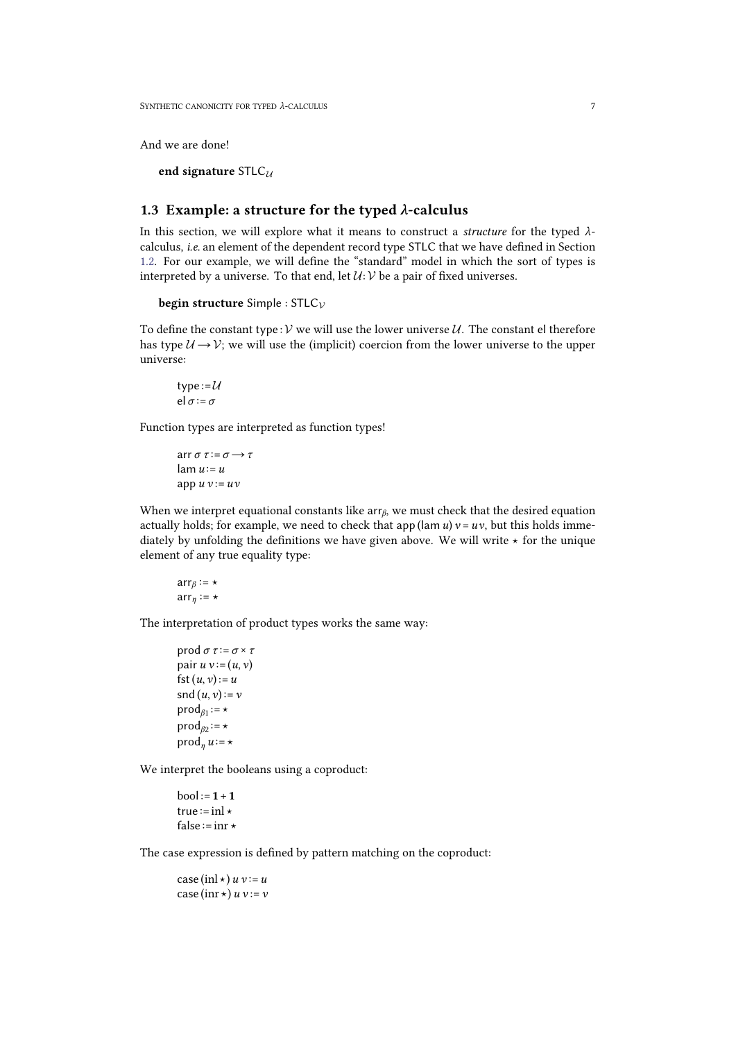And we are done!

**end signature** $\mathsf{STLC}_{\mathcal{U}}$

## 1.3 Example: a structure for the typed $\lambda$-calculus

In this section, we will explore what it means to construct a *structure* for the typed $\lambda$-calculus, *i.e.* an element of the dependent record type STLC that we have defined in Section 1.2. For our example, we will define the "standard" model in which the sort of types is interpreted by a universe. To that end, let $\mathcal{U} : \mathcal{V}$ be a pair of fixed universes.

**begin structure** $\mathsf{Simple} : \mathsf{STLC}_{\mathcal{V}}$

To define the constant $\mathsf{type} : \mathcal{V}$ we will use the lower universe $\mathcal{U}$. The constant $\mathsf{el}$ therefore has type $\mathcal{U} \to \mathcal{V}$; we will use the (implicit) coercion from the lower universe to the upper universe:

$$\mathsf{type} := \mathcal{U}$$
$$\mathsf{el}\,\sigma := \sigma$$

Function types are interpreted as function types!

$$\mathsf{arr}\,\sigma\,\tau := \sigma \to \tau$$
$$\mathsf{lam}\,u := u$$
$$\mathsf{app}\,u\,v := u\,v$$

When we interpret equational constants like $\mathsf{arr}_\beta$, we must check that the desired equation actually holds; for example, we need to check that $\mathsf{app}\,(\mathsf{lam}\,u)\,v = u\,v$, but this holds immediately by unfolding the definitions we have given above. We will write $\star$ for the unique element of any true equality type:

$$\mathsf{arr}_\beta := \star$$
$$\mathsf{arr}_\eta := \star$$

The interpretation of product types works the same way:

$$\mathsf{prod}\,\sigma\,\tau := \sigma \times \tau$$
$$\mathsf{pair}\,u\,v := (u, v)$$
$$\mathsf{fst}\,(u, v) := u$$
$$\mathsf{snd}\,(u, v) := v$$
$$\mathsf{prod}_{\beta 1} := \star$$
$$\mathsf{prod}_{\beta 2} := \star$$
$$\mathsf{prod}_\eta\,u := \star$$

We interpret the booleans using a coproduct:

$$\mathsf{bool} := \mathbf{1} + \mathbf{1}$$
$$\mathsf{true} := \mathsf{inl}\,\star$$
$$\mathsf{false} := \mathsf{inr}\,\star$$

The case expression is defined by pattern matching on the coproduct:

$$\mathsf{case}\,(\mathsf{inl}\,\star)\,u\,v := u$$
$$\mathsf{case}\,(\mathsf{inr}\,\star)\,u\,v := v$$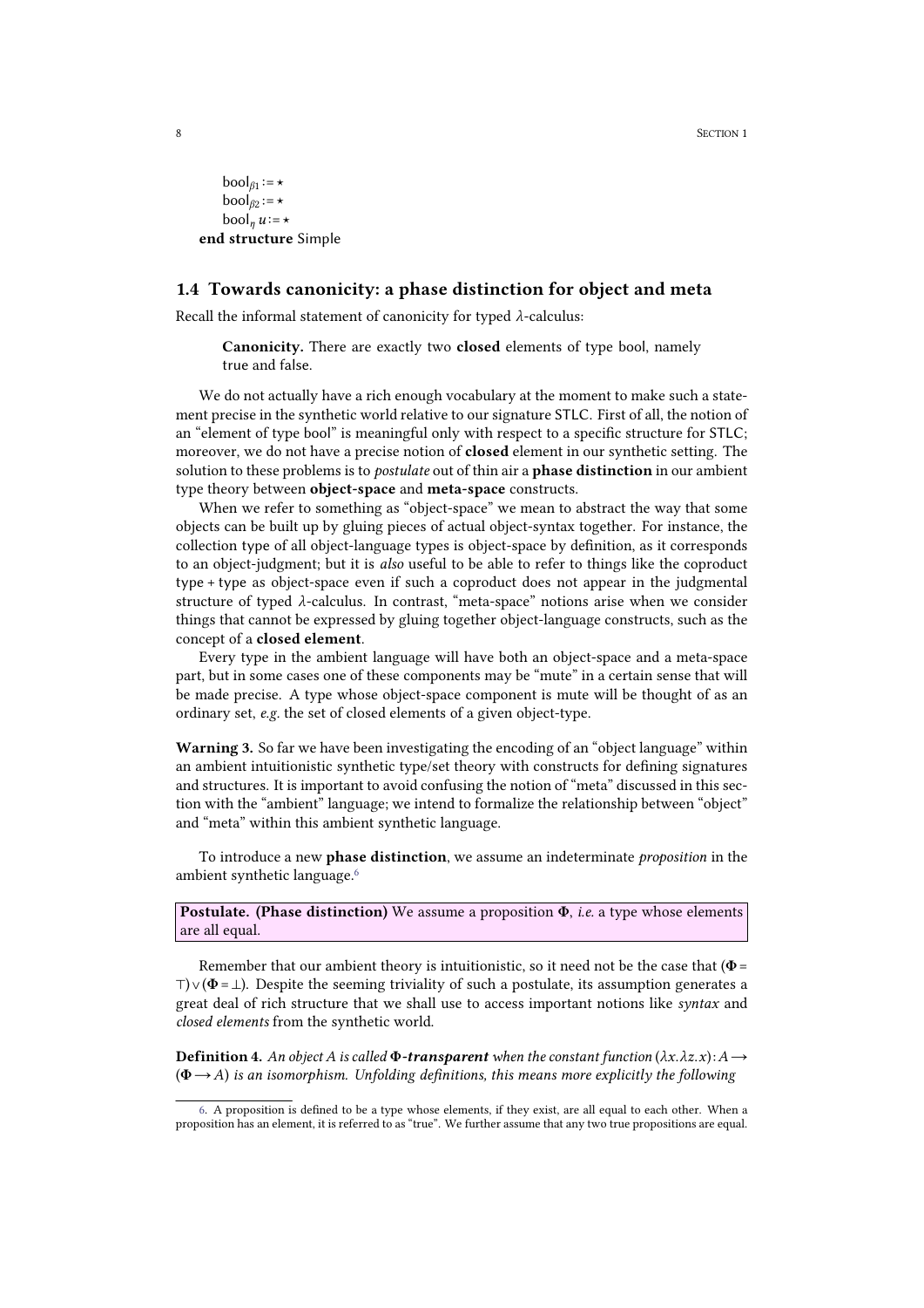$\text{bool}_{\beta 1} := \star$
$\text{bool}_{\beta 2} := \star$
$\text{bool}_{\eta}\, u := \star$
**end structure** Simple

## 1.4 Towards canonicity: a phase distinction for object and meta

Recall the informal statement of canonicity for typed $\lambda$-calculus:

> **Canonicity.** There are exactly two **closed** elements of type bool, namely true and false.

We do not actually have a rich enough vocabulary at the moment to make such a statement precise in the synthetic world relative to our signature STLC. First of all, the notion of an "element of type bool" is meaningful only with respect to a specific structure for STLC; moreover, we do not have a precise notion of **closed** element in our synthetic setting. The solution to these problems is to *postulate* out of thin air a **phase distinction** in our ambient type theory between **object-space** and **meta-space** constructs.

When we refer to something as "object-space" we mean to abstract the way that some objects can be built up by gluing pieces of actual object-syntax together. For instance, the collection type of all object-language types is object-space by definition, as it corresponds to an object-judgment; but it is *also* useful to be able to refer to things like the coproduct type + type as object-space even if such a coproduct does not appear in the judgmental structure of typed $\lambda$-calculus. In contrast, "meta-space" notions arise when we consider things that cannot be expressed by gluing together object-language constructs, such as the concept of a **closed element**.

Every type in the ambient language will have both an object-space and a meta-space part, but in some cases one of these components may be "mute" in a certain sense that will be made precise. A type whose object-space component is mute will be thought of as an ordinary set, *e.g.* the set of closed elements of a given object-type.

**Warning 3.** So far we have been investigating the encoding of an "object language" within an ambient intuitionistic synthetic type/set theory with constructs for defining signatures and structures. It is important to avoid confusing the notion of "meta" discussed in this section with the "ambient" language; we intend to formalize the relationship between "object" and "meta" within this ambient synthetic language.

To introduce a new **phase distinction**, we assume an indeterminate *proposition* in the ambient synthetic language.[6]

> **Postulate. (Phase distinction)** We assume a proposition $\mathbf{\Phi}$, *i.e.* a type whose elements are all equal.

Remember that our ambient theory is intuitionistic, so it need not be the case that $(\mathbf{\Phi} = \top) \vee (\mathbf{\Phi} = \bot)$. Despite the seeming triviality of such a postulate, its assumption generates a great deal of rich structure that we shall use to access important notions like *syntax* and *closed elements* from the synthetic world.

**Definition 4.** *An object $A$ is called* ***$\mathbf{\Phi}$-transparent*** *when the constant function $(\lambda x.\lambda z.x): A \to (\mathbf{\Phi} \to A)$ is an isomorphism. Unfolding definitions, this means more explicitly the following*

[6]. A proposition is defined to be a type whose elements, if they exist, are all equal to each other. When a proposition has an element, it is referred to as "true". We further assume that any two true propositions are equal.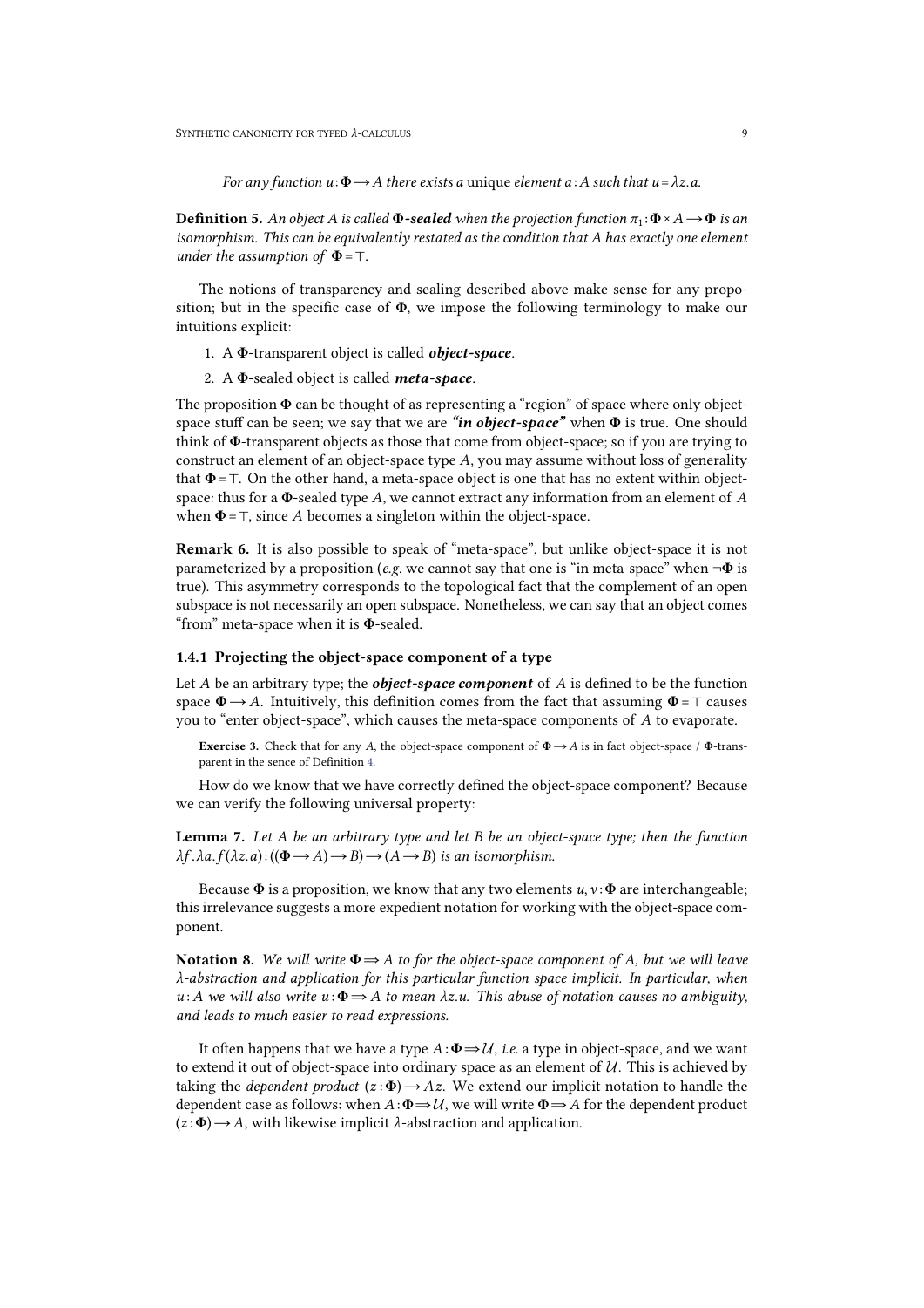*For any function $u : \mathbf{\Phi} \to A$ there exists a* unique *element $a : A$ such that $u = \lambda z.a$.*

**Definition 5.** *An object $A$ is called **$\mathbf{\Phi}$-sealed** when the projection function $\pi_1 : \mathbf{\Phi} \times A \to \mathbf{\Phi}$ is an isomorphism. This can be equivalently restated as the condition that $A$ has exactly one element under the assumption of $\mathbf{\Phi} = \top$.*

The notions of transparency and sealing described above make sense for any proposition; but in the specific case of $\mathbf{\Phi}$, we impose the following terminology to make our intuitions explicit:

1. A $\mathbf{\Phi}$-transparent object is called ***object-space***.
2. A $\mathbf{\Phi}$-sealed object is called ***meta-space***.

The proposition $\mathbf{\Phi}$ can be thought of as representing a "region" of space where only object-space stuff can be seen; we say that we are ***"in object-space"*** when $\mathbf{\Phi}$ is true. One should think of $\mathbf{\Phi}$-transparent objects as those that come from object-space; so if you are trying to construct an element of an object-space type $A$, you may assume without loss of generality that $\mathbf{\Phi} = \top$. On the other hand, a meta-space object is one that has no extent within object-space: thus for a $\mathbf{\Phi}$-sealed type $A$, we cannot extract any information from an element of $A$ when $\mathbf{\Phi} = \top$, since $A$ becomes a singleton within the object-space.

**Remark 6.** It is also possible to speak of "meta-space", but unlike object-space it is not parameterized by a proposition (*e.g.* we cannot say that one is "in meta-space" when $\neg\mathbf{\Phi}$ is true). This asymmetry corresponds to the topological fact that the complement of an open subspace is not necessarily an open subspace. Nonetheless, we can say that an object comes "from" meta-space when it is $\mathbf{\Phi}$-sealed.

### 1.4.1 Projecting the object-space component of a type

Let $A$ be an arbitrary type; the ***object-space component*** of $A$ is defined to be the function space $\mathbf{\Phi} \to A$. Intuitively, this definition comes from the fact that assuming $\mathbf{\Phi} = \top$ causes you to "enter object-space", which causes the meta-space components of $A$ to evaporate.

**Exercise 3.** Check that for any $A$, the object-space component of $\mathbf{\Phi} \to A$ is in fact object-space / $\mathbf{\Phi}$-transparent in the sence of Definition 4.

How do we know that we have correctly defined the object-space component? Because we can verify the following universal property:

**Lemma 7.** *Let $A$ be an arbitrary type and let $B$ be an object-space type; then the function $\lambda f.\lambda a.f(\lambda z.a) : ((\mathbf{\Phi} \to A) \to B) \to (A \to B)$ is an isomorphism.*

Because $\mathbf{\Phi}$ is a proposition, we know that any two elements $u, v : \mathbf{\Phi}$ are interchangeable; this irrelevance suggests a more expedient notation for working with the object-space component.

**Notation 8.** *We will write $\mathbf{\Phi} \Rightarrow A$ for the object-space component of $A$, but we will leave $\lambda$-abstraction and application for this particular function space implicit. In particular, when $u : A$ we will also write $u : \mathbf{\Phi} \Rightarrow A$ to mean $\lambda z.u$. This abuse of notation causes no ambiguity, and leads to much easier to read expressions.*

It often happens that we have a type $A : \mathbf{\Phi} \Rightarrow \mathcal{U}$, *i.e.* a type in object-space, and we want to extend it out of object-space into ordinary space as an element of $\mathcal{U}$. This is achieved by taking the *dependent product* $(z : \mathbf{\Phi}) \to Az$. We extend our implicit notation to handle the dependent case as follows: when $A : \mathbf{\Phi} \Rightarrow \mathcal{U}$, we will write $\mathbf{\Phi} \Rightarrow A$ for the dependent product $(z : \mathbf{\Phi}) \to A$, with likewise implicit $\lambda$-abstraction and application.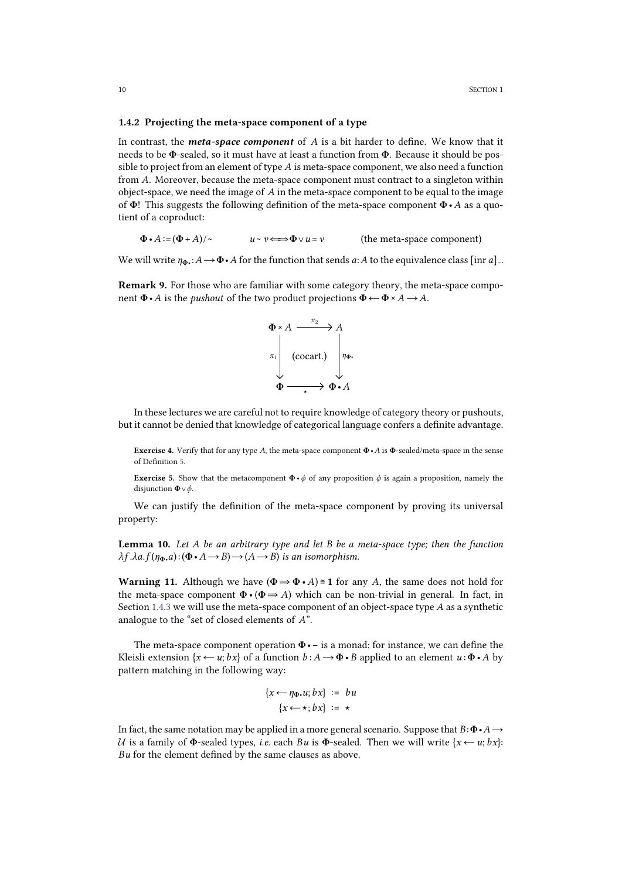### 1.4.2 Projecting the meta-space component of a type

In contrast, the ***meta-space component*** of $A$ is a bit harder to define. We know that it needs to be $\mathbf{\Phi}$-sealed, so it must have at least a function from $\mathbf{\Phi}$. Because it should be possible to project from an element of type $A$ is meta-space component, we also need a function from $A$. Moreover, because the meta-space component must contract to a singleton within object-space, we need the image of $A$ in the meta-space component to be equal to the image of $\mathbf{\Phi}$! This suggests the following definition of the meta-space component $\mathbf{\Phi} \bullet A$ as a quotient of a coproduct:

$$\mathbf{\Phi} \bullet A := (\mathbf{\Phi} + A)/\sim \qquad u \sim v \Longleftrightarrow \mathbf{\Phi} \vee u = v \qquad \text{(the meta-space component)}$$

We will write $\eta_{\mathbf{\Phi}\bullet} : A \to \mathbf{\Phi} \bullet A$ for the function that sends $a : A$ to the equivalence class $[\mathrm{inr}\, a]_\sim$.

**Remark 9.** For those who are familiar with some category theory, the meta-space component $\mathbf{\Phi} \bullet A$ is the *pushout* of the two product projections $\mathbf{\Phi} \leftarrow \mathbf{\Phi} \times A \to A$.

$$\begin{array}{ccc} \mathbf{\Phi} \times A & \xrightarrow{\pi_2} & A \\ {\scriptstyle \pi_1}\downarrow & \text{(cocart.)} & \downarrow{\scriptstyle \eta_{\mathbf{\Phi}\bullet}} \\ \mathbf{\Phi} & \xrightarrow[\star]{} & \mathbf{\Phi} \bullet A \end{array}$$

In these lectures we are careful not to require knowledge of category theory or pushouts, but it cannot be denied that knowledge of categorical language confers a definite advantage.

**Exercise 4.** Verify that for any type $A$, the meta-space component $\mathbf{\Phi} \bullet A$ is $\mathbf{\Phi}$-sealed/meta-space in the sense of Definition 5.

**Exercise 5.** Show that the metacomponent $\mathbf{\Phi} \bullet \phi$ of any proposition $\phi$ is again a proposition, namely the disjunction $\mathbf{\Phi} \vee \phi$.

We can justify the definition of the meta-space component by proving its universal property:

**Lemma 10.** *Let $A$ be an arbitrary type and let $B$ be a meta-space type; then the function $\lambda f.\lambda a.f(\eta_{\mathbf{\Phi}\bullet} a) : (\mathbf{\Phi} \bullet A \to B) \to (A \to B)$ is an isomorphism.*

**Warning 11.** Although we have $(\mathbf{\Phi} \Rightarrow \mathbf{\Phi} \bullet A) \cong \mathbf{1}$ for any $A$, the same does not hold for the meta-space component $\mathbf{\Phi} \bullet (\mathbf{\Phi} \Rightarrow A)$ which can be non-trivial in general. In fact, in Section 1.4.3 we will use the meta-space component of an object-space type $A$ as a synthetic analogue to the "set of closed elements of $A$".

The meta-space component operation $\mathbf{\Phi} \bullet -$ is a monad; for instance, we can define the Kleisli extension $\{x \leftarrow u; bx\}$ of a function $b : A \to \mathbf{\Phi} \bullet B$ applied to an element $u : \mathbf{\Phi} \bullet A$ by pattern matching in the following way:

$$\begin{aligned} \{x \leftarrow \eta_{\mathbf{\Phi}\bullet} u; bx\} &:= bu \\ \{x \leftarrow \star; bx\} &:= \star \end{aligned}$$

In fact, the same notation may be applied in a more general scenario. Suppose that $B : \mathbf{\Phi} \bullet A \to \mathcal{U}$ is a family of $\mathbf{\Phi}$-sealed types, *i.e.* each $Bu$ is $\mathbf{\Phi}$-sealed. Then we will write $\{x \leftarrow u; bx\} : Bu$ for the element defined by the same clauses as above.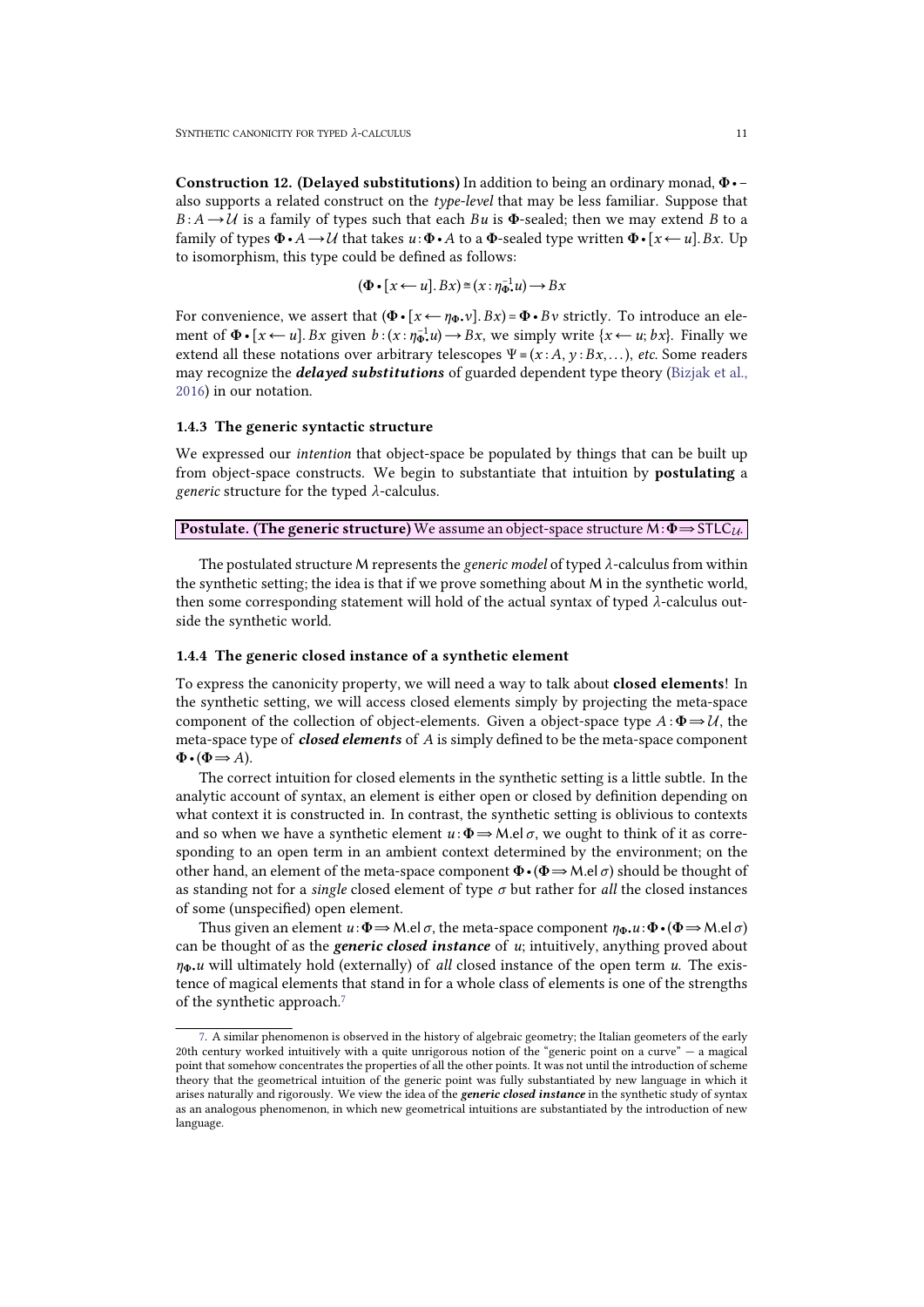**Construction 12. (Delayed substitutions)** In addition to being an ordinary monad, $\mathbf{\Phi} \bullet -$ also supports a related construct on the *type-level* that may be less familiar. Suppose that $B : A \longrightarrow \mathcal{U}$ is a family of types such that each $Bu$ is $\mathbf{\Phi}$-sealed; then we may extend $B$ to a family of types $\mathbf{\Phi} \bullet A \longrightarrow \mathcal{U}$ that takes $u : \mathbf{\Phi} \bullet A$ to a $\mathbf{\Phi}$-sealed type written $\mathbf{\Phi} \bullet [x \longleftarrow u].\, Bx$. Up to isomorphism, this type could be defined as follows:

$$(\mathbf{\Phi} \bullet [x \longleftarrow u].\, Bx) \cong (x : \eta_{\mathbf{\Phi}}^{-1}.u) \longrightarrow Bx$$

For convenience, we assert that $(\mathbf{\Phi} \bullet [x \longleftarrow \eta_{\mathbf{\Phi}}.v].\, Bx) = \mathbf{\Phi} \bullet Bv$ strictly. To introduce an element of $\mathbf{\Phi} \bullet [x \longleftarrow u].\, Bx$ given $b : (x : \eta_{\mathbf{\Phi}}^{-1}.u) \longrightarrow Bx$, we simply write $\{x \longleftarrow u; bx\}$. Finally we extend all these notations over arbitrary telescopes $\Psi \equiv (x : A, y : Bx, \ldots)$, *etc.* Some readers may recognize the ***delayed substitutions*** of guarded dependent type theory (Bizjak et al., 2016) in our notation.

### 1.4.3 The generic syntactic structure

We expressed our *intention* that object-space be populated by things that can be built up from object-space constructs. We begin to substantiate that intuition by **postulating** a *generic* structure for the typed $\lambda$-calculus.

**Postulate. (The generic structure)** We assume an object-space structure $\mathsf{M} : \mathbf{\Phi} \Longrightarrow \mathsf{STLC}_{\mathcal{U}}$.

The postulated structure $\mathsf{M}$ represents the *generic model* of typed $\lambda$-calculus from within the synthetic setting; the idea is that if we prove something about $\mathsf{M}$ in the synthetic world, then some corresponding statement will hold of the actual syntax of typed $\lambda$-calculus outside the synthetic world.

### 1.4.4 The generic closed instance of a synthetic element

To express the canonicity property, we will need a way to talk about **closed elements**! In the synthetic setting, we will access closed elements simply by projecting the meta-space component of the collection of object-elements. Given a object-space type $A : \mathbf{\Phi} \Longrightarrow \mathcal{U}$, the meta-space type of ***closed elements*** of $A$ is simply defined to be the meta-space component $\mathbf{\Phi} \bullet (\mathbf{\Phi} \Longrightarrow A)$.

The correct intuition for closed elements in the synthetic setting is a little subtle. In the analytic account of syntax, an element is either open or closed by definition depending on what context it is constructed in. In contrast, the synthetic setting is oblivious to contexts and so when we have a synthetic element $u : \mathbf{\Phi} \Longrightarrow \mathsf{M.el}\,\sigma$, we ought to think of it as corresponding to an open term in an ambient context determined by the environment; on the other hand, an element of the meta-space component $\mathbf{\Phi} \bullet (\mathbf{\Phi} \Longrightarrow \mathsf{M.el}\,\sigma)$ should be thought of as standing not for a *single* closed element of type $\sigma$ but rather for *all* the closed instances of some (unspecified) open element.

Thus given an element $u : \mathbf{\Phi} \Longrightarrow \mathsf{M.el}\,\sigma$, the meta-space component $\eta_{\mathbf{\Phi}}.u : \mathbf{\Phi} \bullet (\mathbf{\Phi} \Longrightarrow \mathsf{M.el}\,\sigma)$ can be thought of as the ***generic closed instance*** of $u$; intuitively, anything proved about $\eta_{\mathbf{\Phi}}.u$ will ultimately hold (externally) of *all* closed instance of the open term $u$. The existence of magical elements that stand in for a whole class of elements is one of the strengths of the synthetic approach.[7]

[7]. A similar phenomenon is observed in the history of algebraic geometry; the Italian geometers of the early 20th century worked intuitively with a quite unrigorous notion of the "generic point on a curve" — a magical point that somehow concentrates the properties of all the other points. It was not until the introduction of scheme theory that the geometrical intuition of the generic point was fully substantiated by new language in which it arises naturally and rigorously. We view the idea of the ***generic closed instance*** in the synthetic study of syntax as an analogous phenomenon, in which new geometrical intuitions are substantiated by the introduction of new language.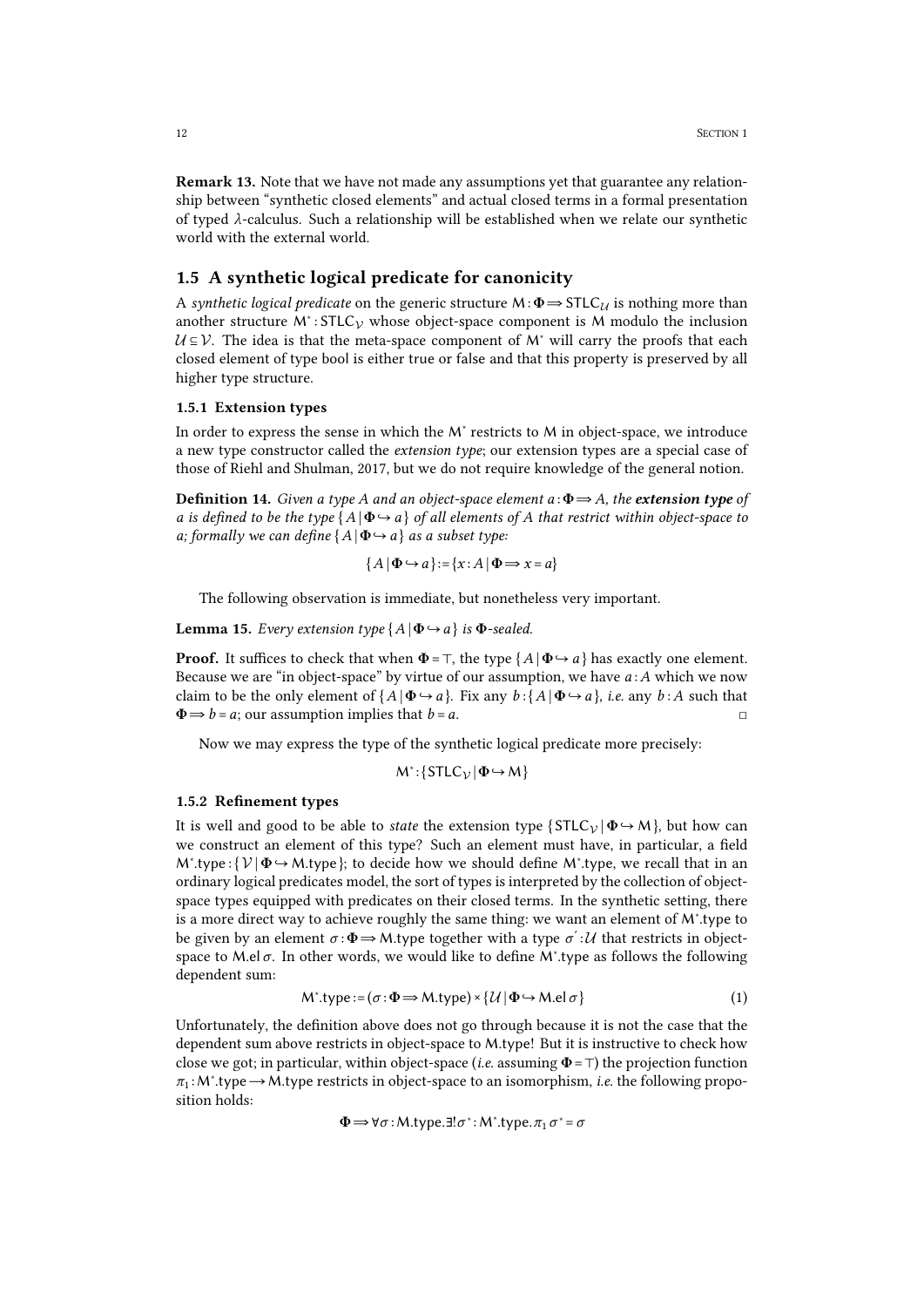**Remark 13.** Note that we have not made any assumptions yet that guarantee any relationship between "synthetic closed elements" and actual closed terms in a formal presentation of typed $\lambda$-calculus. Such a relationship will be established when we relate our synthetic world with the external world.

## 1.5 A synthetic logical predicate for canonicity

A *synthetic logical predicate* on the generic structure $\mathsf{M} : \mathbf{\Phi} \Longrightarrow \mathsf{STLC}_{\mathcal{U}}$ is nothing more than another structure $\mathsf{M}^* : \mathsf{STLC}_{\mathcal{V}}$ whose object-space component is $\mathsf{M}$ modulo the inclusion $\mathcal{U} \subseteq \mathcal{V}$. The idea is that the meta-space component of $\mathsf{M}^*$ will carry the proofs that each closed element of type bool is either true or false and that this property is preserved by all higher type structure.

### 1.5.1 Extension types

In order to express the sense in which the $\mathsf{M}^*$ restricts to $\mathsf{M}$ in object-space, we introduce a new type constructor called the *extension type*; our extension types are a special case of those of Riehl and Shulman, 2017, but we do not require knowledge of the general notion.

**Definition 14.** *Given a type $A$ and an object-space element $a : \mathbf{\Phi} \Longrightarrow A$, the **extension type** of $a$ is defined to be the type $\{A \mid \mathbf{\Phi} \hookrightarrow a\}$ of all elements of $A$ that restrict within object-space to $a$; formally we can define $\{A \mid \mathbf{\Phi} \hookrightarrow a\}$ as a subset type:*

$$\{A \mid \mathbf{\Phi} \hookrightarrow a\} := \{x : A \mid \mathbf{\Phi} \Longrightarrow x = a\}$$

The following observation is immediate, but nonetheless very important.

**Lemma 15.** *Every extension type $\{A \mid \mathbf{\Phi} \hookrightarrow a\}$ is $\mathbf{\Phi}$-sealed.*

**Proof.** It suffices to check that when $\mathbf{\Phi} = \top$, the type $\{A \mid \mathbf{\Phi} \hookrightarrow a\}$ has exactly one element. Because we are "in object-space" by virtue of our assumption, we have $a : A$ which we now claim to be the only element of $\{A \mid \mathbf{\Phi} \hookrightarrow a\}$. Fix any $b : \{A \mid \mathbf{\Phi} \hookrightarrow a\}$, *i.e.* any $b : A$ such that $\mathbf{\Phi} \Longrightarrow b = a$; our assumption implies that $b = a$. □

Now we may express the type of the synthetic logical predicate more precisely:

$$\mathsf{M}^* : \{\mathsf{STLC}_{\mathcal{V}} \mid \mathbf{\Phi} \hookrightarrow \mathsf{M}\}$$

### 1.5.2 Refinement types

It is well and good to be able to *state* the extension type $\{\mathsf{STLC}_{\mathcal{V}} \mid \mathbf{\Phi} \hookrightarrow \mathsf{M}\}$, but how can we construct an element of this type? Such an element must have, in particular, a field $\mathsf{M}^*.\mathsf{type} : \{\mathcal{V} \mid \mathbf{\Phi} \hookrightarrow \mathsf{M}.\mathsf{type}\}$; to decide how we should define $\mathsf{M}^*.\mathsf{type}$, we recall that in an ordinary logical predicates model, the sort of types is interpreted by the collection of object-space types equipped with predicates on their closed terms. In the synthetic setting, there is a more direct way to achieve roughly the same thing: we want an element of $\mathsf{M}^*.\mathsf{type}$ to be given by an element $\sigma : \mathbf{\Phi} \Longrightarrow \mathsf{M}.\mathsf{type}$ together with a type $\sigma' : \mathcal{U}$ that restricts in object-space to $\mathsf{M}.\mathsf{el}\,\sigma$. In other words, we would like to define $\mathsf{M}^*.\mathsf{type}$ as follows the following dependent sum:

$$\mathsf{M}^*.\mathsf{type} := (\sigma : \mathbf{\Phi} \Longrightarrow \mathsf{M}.\mathsf{type}) \times \{\mathcal{U} \mid \mathbf{\Phi} \hookrightarrow \mathsf{M}.\mathsf{el}\,\sigma\} \tag{1}$$

Unfortunately, the definition above does not go through because it is not the case that the dependent sum above restricts in object-space to $\mathsf{M}.\mathsf{type}$! But it is instructive to check how close we got; in particular, within object-space (*i.e.* assuming $\mathbf{\Phi} = \top$) the projection function $\pi_1 : \mathsf{M}^*.\mathsf{type} \longrightarrow \mathsf{M}.\mathsf{type}$ restricts in object-space to an isomorphism, *i.e.* the following proposition holds:

$$\mathbf{\Phi} \Longrightarrow \forall \sigma : \mathsf{M}.\mathsf{type}. \exists! \sigma^* : \mathsf{M}^*.\mathsf{type}. \pi_1\,\sigma^* = \sigma$$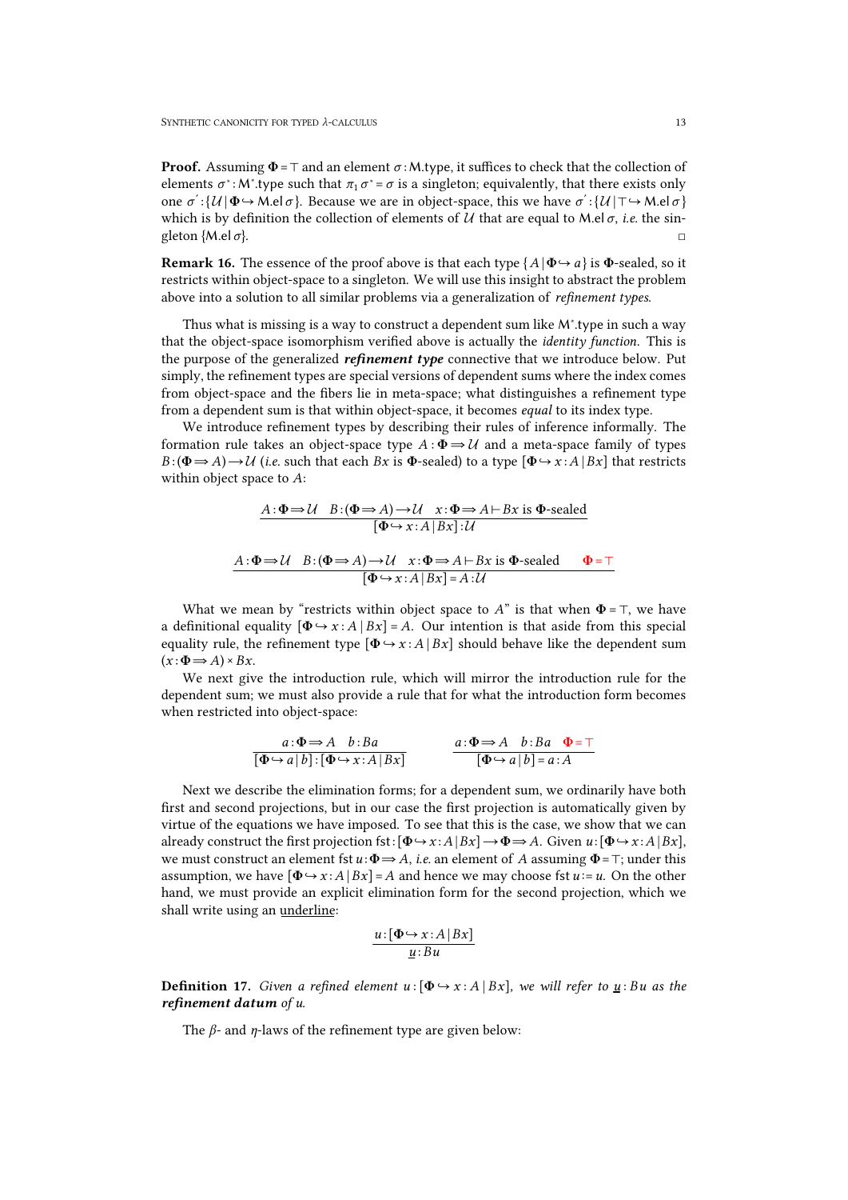**Proof.** Assuming $\mathbf{\Phi} = \top$ and an element $\sigma : \mathsf{M}.\mathsf{type}$, it suffices to check that the collection of elements $\sigma^* : \mathsf{M}^*.\mathsf{type}$ such that $\pi_1\,\sigma^* = \sigma$ is a singleton; equivalently, that there exists only one $\sigma' : \{\mathcal{U} \mid \mathbf{\Phi} \hookrightarrow \mathsf{M}.\mathsf{el}\,\sigma\}$. Because we are in object-space, this we have $\sigma' : \{\mathcal{U} \mid \top \hookrightarrow \mathsf{M}.\mathsf{el}\,\sigma\}$ which is by definition the collection of elements of $\mathcal{U}$ that are equal to $\mathsf{M}.\mathsf{el}\,\sigma$, *i.e.* the singleton $\{\mathsf{M}.\mathsf{el}\,\sigma\}$. □

**Remark 16.** The essence of the proof above is that each type $\{A \mid \mathbf{\Phi} \hookrightarrow a\}$ is $\mathbf{\Phi}$-sealed, so it restricts within object-space to a singleton. We will use this insight to abstract the problem above into a solution to all similar problems via a generalization of *refinement types*.

Thus what is missing is a way to construct a dependent sum like $\mathsf{M}^*.\mathsf{type}$ in such a way that the object-space isomorphism verified above is actually the *identity function*. This is the purpose of the generalized ***refinement type*** connective that we introduce below. Put simply, the refinement types are special versions of dependent sums where the index comes from object-space and the fibers lie in meta-space; what distinguishes a refinement type from a dependent sum is that within object-space, it becomes *equal* to its index type.

We introduce refinement types by describing their rules of inference informally. The formation rule takes an object-space type $A : \mathbf{\Phi} \Rightarrow \mathcal{U}$ and a meta-space family of types $B : (\mathbf{\Phi} \Rightarrow A) \rightarrow \mathcal{U}$ (*i.e.* such that each $Bx$ is $\mathbf{\Phi}$-sealed) to a type $[\mathbf{\Phi} \hookrightarrow x : A \mid Bx]$ that restricts within object space to $A$:

$$\frac{A : \mathbf{\Phi} \Rightarrow \mathcal{U} \quad B : (\mathbf{\Phi} \Rightarrow A) \rightarrow \mathcal{U} \quad x : \mathbf{\Phi} \Rightarrow A \vdash Bx \text{ is } \mathbf{\Phi}\text{-sealed}}{[\mathbf{\Phi} \hookrightarrow x : A \mid Bx] : \mathcal{U}}$$

$$\frac{A : \mathbf{\Phi} \Rightarrow \mathcal{U} \quad B : (\mathbf{\Phi} \Rightarrow A) \rightarrow \mathcal{U} \quad x : \mathbf{\Phi} \Rightarrow A \vdash Bx \text{ is } \mathbf{\Phi}\text{-sealed} \qquad \mathbf{\Phi} = \top}{[\mathbf{\Phi} \hookrightarrow x : A \mid Bx] = A : \mathcal{U}}$$

What we mean by "restricts within object space to $A$" is that when $\mathbf{\Phi} = \top$, we have a definitional equality $[\mathbf{\Phi} \hookrightarrow x : A \mid Bx] = A$. Our intention is that aside from this special equality rule, the refinement type $[\mathbf{\Phi} \hookrightarrow x : A \mid Bx]$ should behave like the dependent sum $(x : \mathbf{\Phi} \Rightarrow A) \times Bx$.

We next give the introduction rule, which will mirror the introduction rule for the dependent sum; we must also provide a rule that for what the introduction form becomes when restricted into object-space:

$$\frac{a : \mathbf{\Phi} \Rightarrow A \quad b : Ba}{[\mathbf{\Phi} \hookrightarrow a \mid b] : [\mathbf{\Phi} \hookrightarrow x : A \mid Bx]} \qquad \frac{a : \mathbf{\Phi} \Rightarrow A \quad b : Ba \quad \mathbf{\Phi} = \top}{[\mathbf{\Phi} \hookrightarrow a \mid b] = a : A}$$

Next we describe the elimination forms; for a dependent sum, we ordinarily have both first and second projections, but in our case the first projection is automatically given by virtue of the equations we have imposed. To see that this is the case, we show that we can already construct the first projection $\mathsf{fst} : [\mathbf{\Phi} \hookrightarrow x : A \mid Bx] \rightarrow \mathbf{\Phi} \Rightarrow A$. Given $u : [\mathbf{\Phi} \hookrightarrow x : A \mid Bx]$, we must construct an element $\mathsf{fst}\,u : \mathbf{\Phi} \Rightarrow A$, *i.e.* an element of $A$ assuming $\mathbf{\Phi} = \top$; under this assumption, we have $[\mathbf{\Phi} \hookrightarrow x : A \mid Bx] = A$ and hence we may choose $\mathsf{fst}\,u := u$. On the other hand, we must provide an explicit elimination form for the second projection, which we shall write using an underline:

$$\frac{u : [\mathbf{\Phi} \hookrightarrow x : A \mid Bx]}{\underline{u} : Bu}$$

**Definition 17.** *Given a refined element $u : [\mathbf{\Phi} \hookrightarrow x : A \mid Bx]$, we will refer to $\underline{u} : Bu$ as the **refinement datum** of $u$.*

The $\beta$- and $\eta$-laws of the refinement type are given below: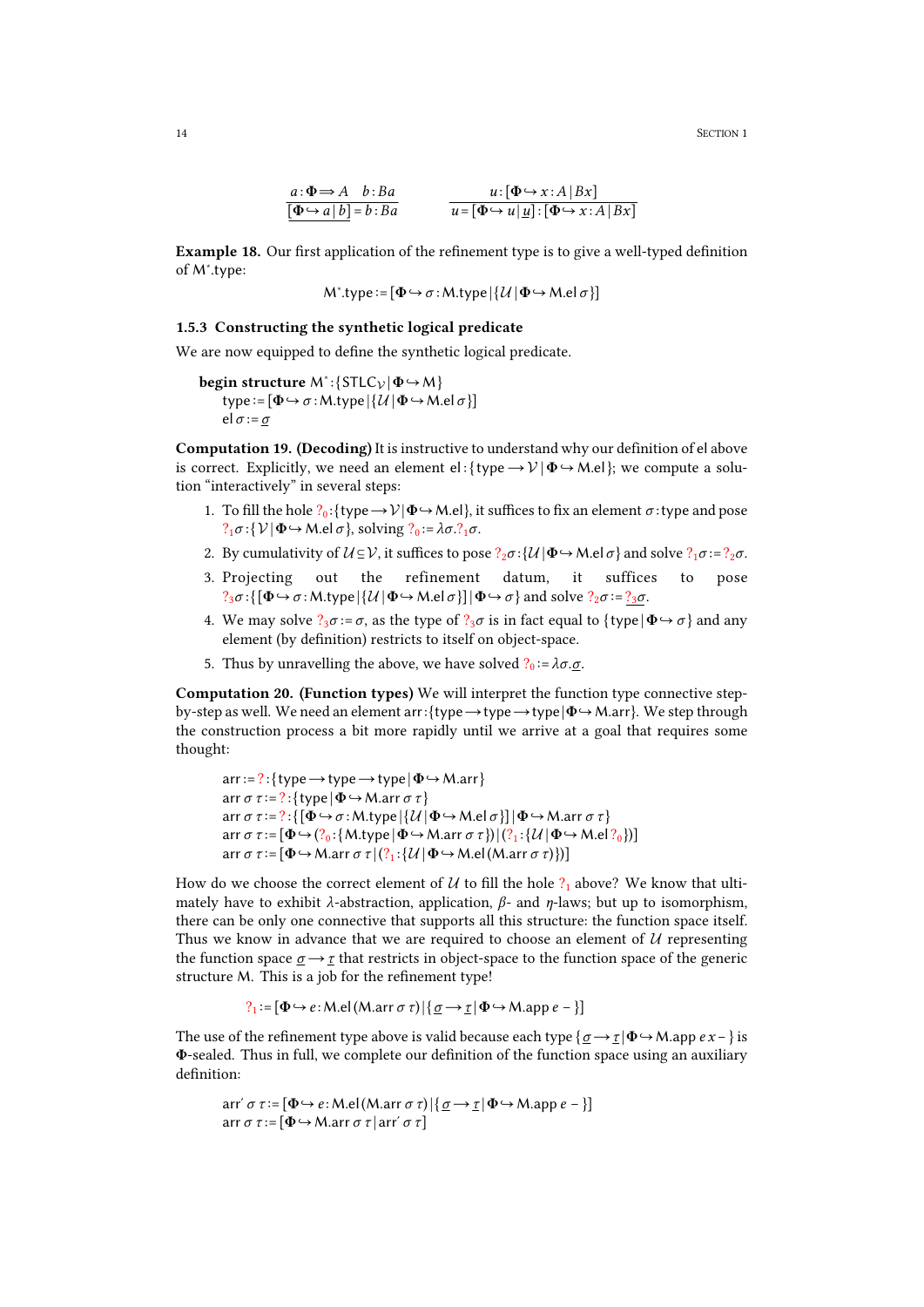$$\frac{a : \mathbf{\Phi} \Rightarrow A \quad b : Ba}{[\mathbf{\Phi} \hookrightarrow a \mid b] = b : Ba} \qquad \frac{u : [\mathbf{\Phi} \hookrightarrow x : A \mid Bx]}{u = [\mathbf{\Phi} \hookrightarrow u \mid \underline{u}] : [\mathbf{\Phi} \hookrightarrow x : A \mid Bx]}$$

**Example 18.** Our first application of the refinement type is to give a well-typed definition of $\mathsf{M}^*.\mathsf{type}$:

$$\mathsf{M}^*.\mathsf{type} := [\mathbf{\Phi} \hookrightarrow \sigma : \mathsf{M}.\mathsf{type} \mid \{\mathcal{U} \mid \mathbf{\Phi} \hookrightarrow \mathsf{M}.\mathsf{el}\,\sigma\}]$$

### 1.5.3 Constructing the synthetic logical predicate

We are now equipped to define the synthetic logical predicate.

> **begin structure** $\mathsf{M}^* : \{\mathsf{STLC}_{\mathcal{V}} \mid \mathbf{\Phi} \hookrightarrow \mathsf{M}\}$
> $\quad \mathsf{type} := [\mathbf{\Phi} \hookrightarrow \sigma : \mathsf{M}.\mathsf{type} \mid \{\mathcal{U} \mid \mathbf{\Phi} \hookrightarrow \mathsf{M}.\mathsf{el}\,\sigma\}]$
> $\quad \mathsf{el}\,\sigma := \underline{\sigma}$

**Computation 19. (Decoding)** It is instructive to understand why our definition of el above is correct. Explicitly, we need an element $\mathsf{el} : \{\mathsf{type} \to \mathcal{V} \mid \mathbf{\Phi} \hookrightarrow \mathsf{M}.\mathsf{el}\}$; we compute a solution "interactively" in several steps:

1. To fill the hole $?_0 : \{\mathsf{type} \to \mathcal{V} \mid \mathbf{\Phi} \hookrightarrow \mathsf{M}.\mathsf{el}\}$, it suffices to fix an element $\sigma : \mathsf{type}$ and pose $?_1\sigma : \{\mathcal{V} \mid \mathbf{\Phi} \hookrightarrow \mathsf{M}.\mathsf{el}\,\sigma\}$, solving $?_0 := \lambda\sigma.?_1\sigma$.
2. By cumulativity of $\mathcal{U} \subseteq \mathcal{V}$, it suffices to pose $?_2\sigma : \{\mathcal{U} \mid \mathbf{\Phi} \hookrightarrow \mathsf{M}.\mathsf{el}\,\sigma\}$ and solve $?_1\sigma := ?_2\sigma$.
3. Projecting out the refinement datum, it suffices to pose $?_3\sigma : \{[\mathbf{\Phi} \hookrightarrow \sigma : \mathsf{M}.\mathsf{type} \mid \{\mathcal{U} \mid \mathbf{\Phi} \hookrightarrow \mathsf{M}.\mathsf{el}\,\sigma\}] \mid \mathbf{\Phi} \hookrightarrow \sigma\}$ and solve $?_2\sigma := \underline{?_3\sigma}$.
4. We may solve $?_3\sigma := \sigma$, as the type of $?_3\sigma$ is in fact equal to $\{\mathsf{type} \mid \mathbf{\Phi} \hookrightarrow \sigma\}$ and any element (by definition) restricts to itself on object-space.
5. Thus by unravelling the above, we have solved $?_0 := \lambda\sigma.\underline{\sigma}$.

**Computation 20. (Function types)** We will interpret the function type connective step-by-step as well. We need an element $\mathsf{arr} : \{\mathsf{type} \to \mathsf{type} \to \mathsf{type} \mid \mathbf{\Phi} \hookrightarrow \mathsf{M}.\mathsf{arr}\}$. We step through the construction process a bit more rapidly until we arrive at a goal that requires some thought:

$$\begin{aligned}
&\mathsf{arr} := ? : \{\mathsf{type} \to \mathsf{type} \to \mathsf{type} \mid \mathbf{\Phi} \hookrightarrow \mathsf{M}.\mathsf{arr}\}\\
&\mathsf{arr}\,\sigma\,\tau := ? : \{\mathsf{type} \mid \mathbf{\Phi} \hookrightarrow \mathsf{M}.\mathsf{arr}\,\sigma\,\tau\}\\
&\mathsf{arr}\,\sigma\,\tau := ? : \{[\mathbf{\Phi} \hookrightarrow \sigma : \mathsf{M}.\mathsf{type} \mid \{\mathcal{U} \mid \mathbf{\Phi} \hookrightarrow \mathsf{M}.\mathsf{el}\,\sigma\}] \mid \mathbf{\Phi} \hookrightarrow \mathsf{M}.\mathsf{arr}\,\sigma\,\tau\}\\
&\mathsf{arr}\,\sigma\,\tau := [\mathbf{\Phi} \hookrightarrow (?_0 : \{\mathsf{M}.\mathsf{type} \mid \mathbf{\Phi} \hookrightarrow \mathsf{M}.\mathsf{arr}\,\sigma\,\tau\}) \mid (?_1 : \{\mathcal{U} \mid \mathbf{\Phi} \hookrightarrow \mathsf{M}.\mathsf{el}\,?_0\})]\\
&\mathsf{arr}\,\sigma\,\tau := [\mathbf{\Phi} \hookrightarrow \mathsf{M}.\mathsf{arr}\,\sigma\,\tau \mid (?_1 : \{\mathcal{U} \mid \mathbf{\Phi} \hookrightarrow \mathsf{M}.\mathsf{el}\,(\mathsf{M}.\mathsf{arr}\,\sigma\,\tau)\})]
\end{aligned}$$

How do we choose the correct element of $\mathcal{U}$ to fill the hole $?_1$ above? We know that ultimately have to exhibit $\lambda$-abstraction, application, $\beta$- and $\eta$-laws; but up to isomorphism, there can be only one connective that supports all this structure: the function space itself. Thus we know in advance that we are required to choose an element of $\mathcal{U}$ representing the function space $\underline{\sigma} \to \underline{\tau}$ that restricts in object-space to the function space of the generic structure M. This is a job for the refinement type!

$$?_1 := [\mathbf{\Phi} \hookrightarrow e : \mathsf{M}.\mathsf{el}\,(\mathsf{M}.\mathsf{arr}\,\sigma\,\tau) \mid \{\underline{\sigma} \to \underline{\tau} \mid \mathbf{\Phi} \hookrightarrow \mathsf{M}.\mathsf{app}\,e\,-\}]$$

The use of the refinement type above is valid because each type $\{\underline{\sigma} \to \underline{\tau} \mid \mathbf{\Phi} \hookrightarrow \mathsf{M}.\mathsf{app}\,e\,x\,-\}$ is $\mathbf{\Phi}$-sealed. Thus in full, we complete our definition of the function space using an auxiliary definition:

$$\begin{aligned}
&\mathsf{arr}'\,\sigma\,\tau := [\mathbf{\Phi} \hookrightarrow e : \mathsf{M}.\mathsf{el}(\mathsf{M}.\mathsf{arr}\,\sigma\,\tau) \mid \{\underline{\sigma} \to \underline{\tau} \mid \mathbf{\Phi} \hookrightarrow \mathsf{M}.\mathsf{app}\,e\,-\}]\\
&\mathsf{arr}\,\sigma\,\tau := [\mathbf{\Phi} \hookrightarrow \mathsf{M}.\mathsf{arr}\,\sigma\,\tau \mid \mathsf{arr}'\,\sigma\,\tau]
\end{aligned}$$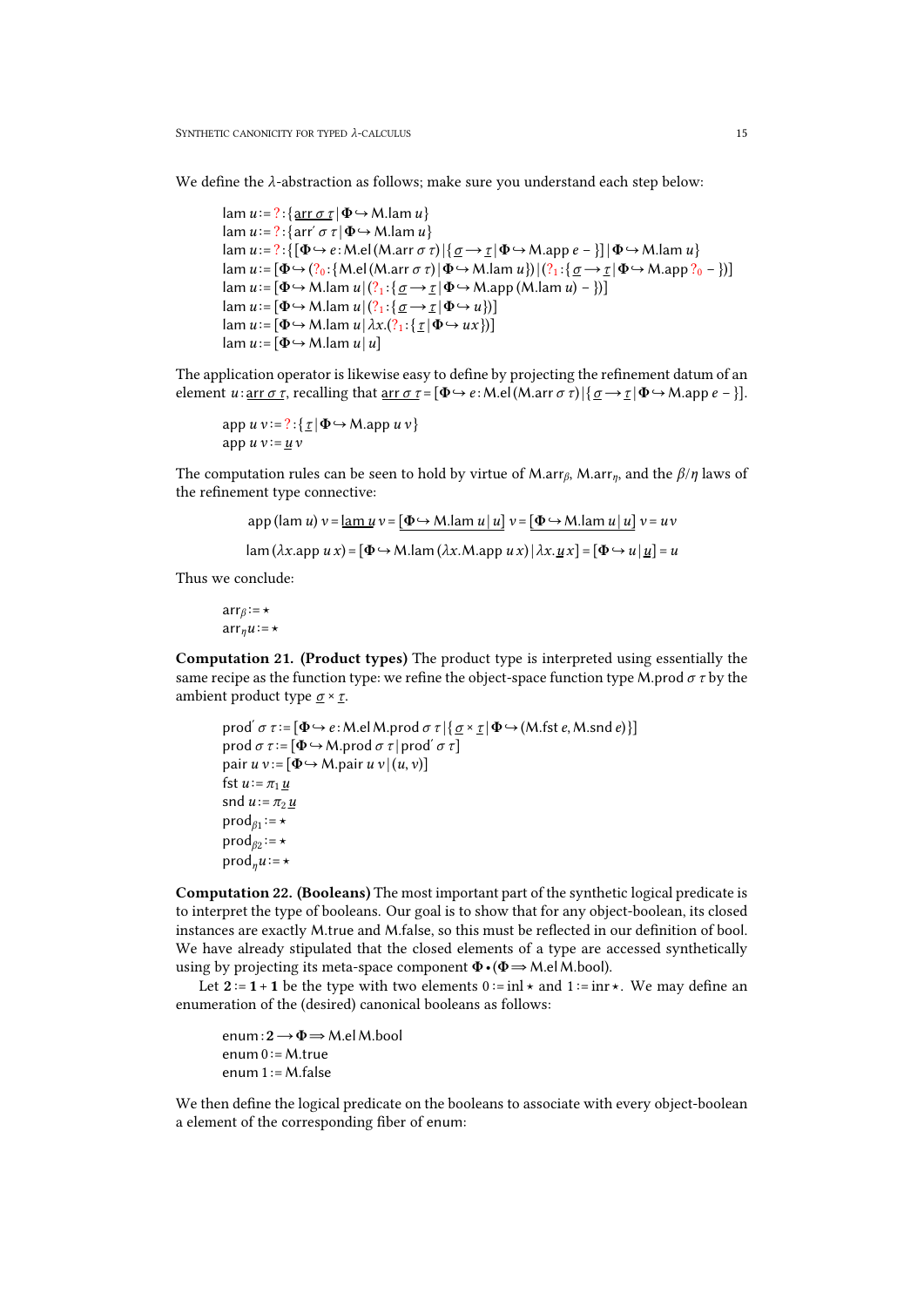We define the $\lambda$-abstraction as follows; make sure you understand each step below:

$$
\begin{aligned}
&\mathsf{lam}\; u := {\color{red}?} : \{\underline{\mathsf{arr}\;\sigma\;\tau} \mid \Phi \hookrightarrow \mathsf{M.lam}\; u\}\\
&\mathsf{lam}\; u := {\color{red}?} : \{\mathsf{arr}'\;\sigma\;\tau \mid \Phi \hookrightarrow \mathsf{M.lam}\; u\}\\
&\mathsf{lam}\; u := {\color{red}?} : \{[\Phi \hookrightarrow e : \mathsf{M.el}\,(\mathsf{M.arr}\;\sigma\;\tau) \mid \{\underline{\sigma} \longrightarrow \underline{\tau} \mid \Phi \hookrightarrow \mathsf{M.app}\; e\; -\}] \mid \Phi \hookrightarrow \mathsf{M.lam}\; u\}\\
&\mathsf{lam}\; u := [\Phi \hookrightarrow ({\color{red}?_0} : \{\mathsf{M.el}\,(\mathsf{M.arr}\;\sigma\;\tau) \mid \Phi \hookrightarrow \mathsf{M.lam}\; u\}) \mid ({\color{red}?_1} : \{\underline{\sigma} \longrightarrow \underline{\tau} \mid \Phi \hookrightarrow \mathsf{M.app}\; {\color{red}?_0}\; -\})]\\
&\mathsf{lam}\; u := [\Phi \hookrightarrow \mathsf{M.lam}\; u \mid ({\color{red}?_1} : \{\underline{\sigma} \longrightarrow \underline{\tau} \mid \Phi \hookrightarrow \mathsf{M.app}\,(\mathsf{M.lam}\; u)\; -\})]\\
&\mathsf{lam}\; u := [\Phi \hookrightarrow \mathsf{M.lam}\; u \mid ({\color{red}?_1} : \{\underline{\sigma} \longrightarrow \underline{\tau} \mid \Phi \hookrightarrow u\})]\\
&\mathsf{lam}\; u := [\Phi \hookrightarrow \mathsf{M.lam}\; u \mid \lambda x.({\color{red}?_1} : \{\underline{\tau} \mid \Phi \hookrightarrow u\, x\})]\\
&\mathsf{lam}\; u := [\Phi \hookrightarrow \mathsf{M.lam}\; u \mid u]
\end{aligned}
$$

The application operator is likewise easy to define by projecting the refinement datum of an element $u : \underline{\mathsf{arr}\;\sigma\;\tau}$, recalling that $\underline{\mathsf{arr}\;\sigma\;\tau} = [\Phi \hookrightarrow e : \mathsf{M.el}\,(\mathsf{M.arr}\;\sigma\;\tau) \mid \{\underline{\sigma} \longrightarrow \underline{\tau} \mid \Phi \hookrightarrow \mathsf{M.app}\; e\; -\}]$.

$$
\begin{aligned}
&\mathsf{app}\; u\; v := {\color{red}?} : \{\underline{\tau} \mid \Phi \hookrightarrow \mathsf{M.app}\; u\; v\}\\
&\mathsf{app}\; u\; v := \underline{u}\; v
\end{aligned}
$$

The computation rules can be seen to hold by virtue of $\mathsf{M.arr}_\beta$, $\mathsf{M.arr}_\eta$, and the $\beta/\eta$ laws of the refinement type connective:

$$\mathsf{app}\,(\mathsf{lam}\; u)\; v = \underline{\mathsf{lam}\; u}\; v = \underline{[\Phi \hookrightarrow \mathsf{M.lam}\; u \mid u]}\; v = \underline{[\Phi \hookrightarrow \mathsf{M.lam}\; u \mid u]}\; v = u\, v$$

$$\mathsf{lam}\,(\lambda x.\mathsf{app}\; u\; x) = [\Phi \hookrightarrow \mathsf{M.lam}\,(\lambda x.\mathsf{M.app}\; u\; x) \mid \lambda x.\underline{u}\, x] = [\Phi \hookrightarrow u \mid \underline{u}] = u$$

Thus we conclude:

$$
\begin{aligned}
&\mathsf{arr}_\beta := \star\\
&\mathsf{arr}_\eta u := \star
\end{aligned}
$$

**Computation 21. (Product types)** The product type is interpreted using essentially the same recipe as the function type: we refine the object-space function type $\mathsf{M.prod}\;\sigma\;\tau$ by the ambient product type $\underline{\sigma} \times \underline{\tau}$.

$$
\begin{aligned}
&\mathsf{prod}'\;\sigma\;\tau := [\Phi \hookrightarrow e : \mathsf{M.el}\;\mathsf{M.prod}\;\sigma\;\tau \mid \{\underline{\sigma} \times \underline{\tau} \mid \Phi \hookrightarrow (\mathsf{M.fst}\; e, \mathsf{M.snd}\; e)\}]\\
&\mathsf{prod}\;\sigma\;\tau := [\Phi \hookrightarrow \mathsf{M.prod}\;\sigma\;\tau \mid \mathsf{prod}'\;\sigma\;\tau]\\
&\mathsf{pair}\; u\; v := [\Phi \hookrightarrow \mathsf{M.pair}\; u\; v \mid (u, v)]\\
&\mathsf{fst}\; u := \pi_1\, \underline{u}\\
&\mathsf{snd}\; u := \pi_2\, \underline{u}\\
&\mathsf{prod}_{\beta 1} := \star\\
&\mathsf{prod}_{\beta 2} := \star\\
&\mathsf{prod}_\eta u := \star
\end{aligned}
$$

**Computation 22. (Booleans)** The most important part of the synthetic logical predicate is to interpret the type of booleans. Our goal is to show that for any object-boolean, its closed instances are exactly $\mathsf{M.true}$ and $\mathsf{M.false}$, so this must be reflected in our definition of bool. We have already stipulated that the closed elements of a type are accessed synthetically using by projecting its meta-space component $\Phi \bullet (\Phi \Rightarrow \mathsf{M.el}\;\mathsf{M.bool})$.

Let $\mathbf{2} := \mathbf{1} + \mathbf{1}$ be the type with two elements $0 := \mathsf{inl}\,\star$ and $1 := \mathsf{inr}\,\star$. We may define an enumeration of the (desired) canonical booleans as follows:

$$
\begin{aligned}
&\mathsf{enum} : \mathbf{2} \longrightarrow \Phi \Rightarrow \mathsf{M.el}\;\mathsf{M.bool}\\
&\mathsf{enum}\; 0 := \mathsf{M.true}\\
&\mathsf{enum}\; 1 := \mathsf{M.false}
\end{aligned}
$$

We then define the logical predicate on the booleans to associate with every object-boolean a element of the corresponding fiber of enum: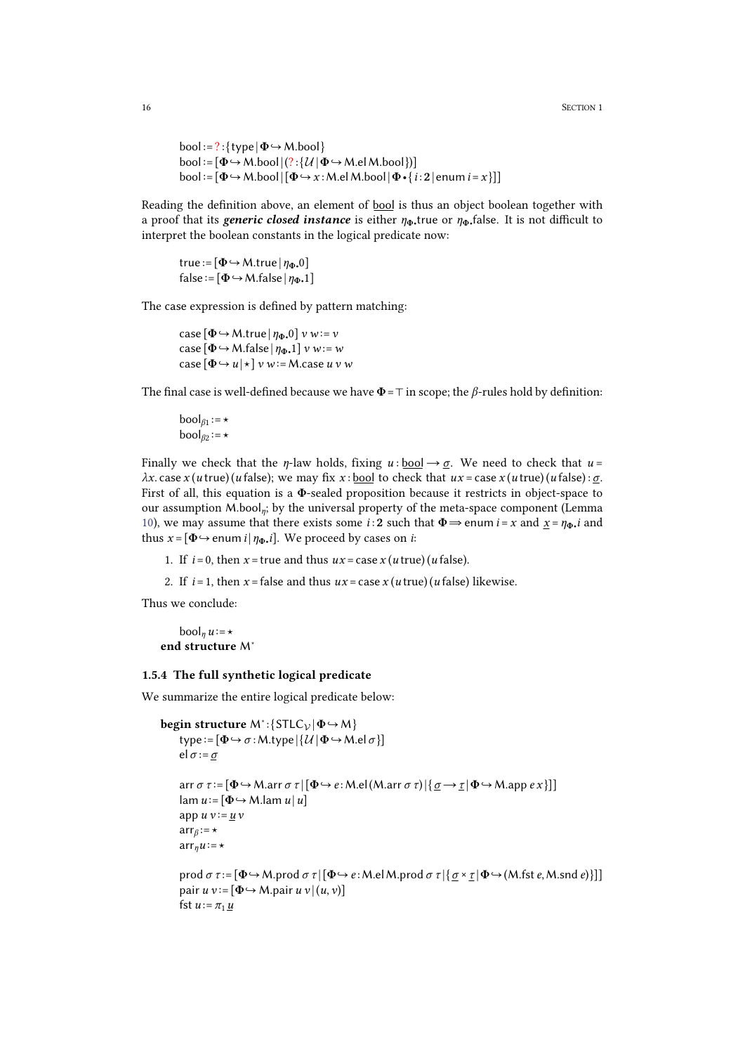$$\underline{\mathsf{bool}} := {\color{red}?} : \{\mathsf{type} \mid \Phi \hookrightarrow \mathsf{M.bool}\}$$
$$\underline{\mathsf{bool}} := [\Phi \hookrightarrow \mathsf{M.bool} \mid ({\color{red}?} : \{\mathcal{U} \mid \Phi \hookrightarrow \mathsf{M.el\,M.bool}\})]$$
$$\underline{\mathsf{bool}} := [\Phi \hookrightarrow \mathsf{M.bool} \mid [\Phi \hookrightarrow x : \mathsf{M.el\,M.bool} \mid \Phi \bullet \{ i : \mathbf{2} \mid \mathsf{enum}\, i = x \}]]$$

Reading the definition above, an element of $\underline{\mathsf{bool}}$ is thus an object boolean together with a proof that its ***generic closed instance*** is either $\eta_{\Phi}.\mathsf{true}$ or $\eta_{\Phi}.\mathsf{false}$. It is not difficult to interpret the boolean constants in the logical predicate now:

$$\mathsf{true} := [\Phi \hookrightarrow \mathsf{M.true} \mid \eta_{\Phi}.0]$$
$$\mathsf{false} := [\Phi \hookrightarrow \mathsf{M.false} \mid \eta_{\Phi}.1]$$

The case expression is defined by pattern matching:

$$\mathsf{case}\, [\Phi \hookrightarrow \mathsf{M.true} \mid \eta_{\Phi}.0]\; v\; w := v$$
$$\mathsf{case}\, [\Phi \hookrightarrow \mathsf{M.false} \mid \eta_{\Phi}.1]\; v\; w := w$$
$$\mathsf{case}\, [\Phi \hookrightarrow u \mid \star]\; v\; w := \mathsf{M.case}\; u\; v\; w$$

The final case is well-defined because we have $\Phi = \top$ in scope; the $\beta$-rules hold by definition:

$$\mathsf{bool}_{\beta 1} := \star$$
$$\mathsf{bool}_{\beta 2} := \star$$

Finally we check that the $\eta$-law holds, fixing $u : \underline{\mathsf{bool}} \to \underline{\sigma}$. We need to check that $u = \lambda x.\, \mathsf{case}\, x\, (u\, \mathsf{true})\, (u\, \mathsf{false})$; we may fix $x : \underline{\mathsf{bool}}$ to check that $u x = \mathsf{case}\, x\, (u\, \mathsf{true})\, (u\, \mathsf{false}) : \underline{\sigma}$. First of all, this equation is a $\Phi$-sealed proposition because it restricts in object-space to our assumption $\mathsf{M.bool}_{\eta}$; by the universal property of the meta-space component (Lemma 10), we may assume that there exists some $i : \mathbf{2}$ such that $\Phi \Longrightarrow \mathsf{enum}\, i = x$ and $\underline{x} = \eta_{\Phi}.i$ and thus $x = [\Phi \hookrightarrow \mathsf{enum}\, i \mid \eta_{\Phi}.i]$. We proceed by cases on $i$:

1. If $i = 0$, then $x = \mathsf{true}$ and thus $u x = \mathsf{case}\, x\, (u\, \mathsf{true})\, (u\, \mathsf{false})$.
2. If $i = 1$, then $x = \mathsf{false}$ and thus $u x = \mathsf{case}\, x\, (u\, \mathsf{true})\, (u\, \mathsf{false})$ likewise.

Thus we conclude:

$$\mathsf{bool}_{\eta}\, u := \star$$

**end structure** $\mathsf{M}^*$

### 1.5.4 The full synthetic logical predicate

We summarize the entire logical predicate below:

**begin structure** $\mathsf{M}^* : \{\mathsf{STLC}_{\mathcal{V}} \mid \Phi \hookrightarrow \mathsf{M}\}$

$$\mathsf{type} := [\Phi \hookrightarrow \sigma : \mathsf{M.type} \mid \{\mathcal{U} \mid \Phi \hookrightarrow \mathsf{M.el}\, \sigma\}]$$
$$\mathsf{el}\, \sigma := \underline{\sigma}$$

$$\mathsf{arr}\, \sigma\, \tau := [\Phi \hookrightarrow \mathsf{M.arr}\, \sigma\, \tau \mid [\Phi \hookrightarrow e : \mathsf{M.el}\, (\mathsf{M.arr}\, \sigma\, \tau) \mid \{\underline{\sigma} \to \underline{\tau} \mid \Phi \hookrightarrow \mathsf{M.app}\, e\, x\}]]$$
$$\mathsf{lam}\, u := [\Phi \hookrightarrow \mathsf{M.lam}\, u \mid u]$$
$$\mathsf{app}\, u\, v := \underline{u}\, v$$
$$\mathsf{arr}_{\beta} := \star$$
$$\mathsf{arr}_{\eta} u := \star$$

$$\mathsf{prod}\, \sigma\, \tau := [\Phi \hookrightarrow \mathsf{M.prod}\, \sigma\, \tau \mid [\Phi \hookrightarrow e : \mathsf{M.el\,M.prod}\, \sigma\, \tau \mid \{\underline{\sigma} \times \underline{\tau} \mid \Phi \hookrightarrow (\mathsf{M.fst}\, e, \mathsf{M.snd}\, e)\}]]$$
$$\mathsf{pair}\, u\, v := [\Phi \hookrightarrow \mathsf{M.pair}\, u\, v \mid (u, v)]$$
$$\mathsf{fst}\, u := \pi_1\, \underline{u}$$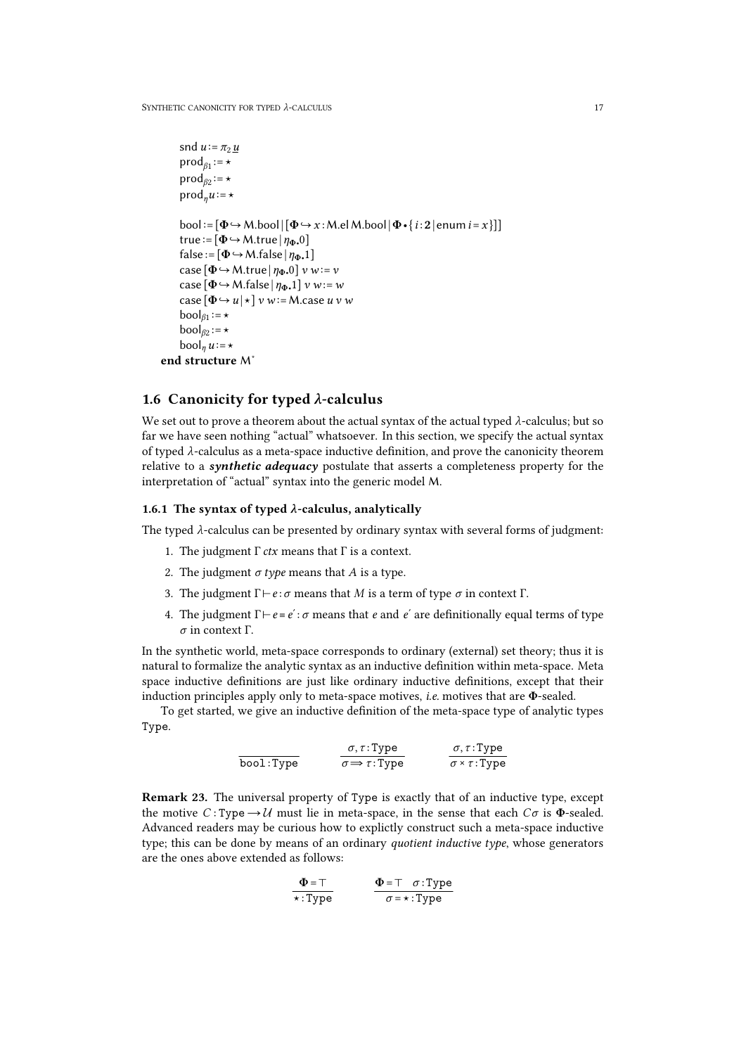$\mathsf{snd}\ u := \pi_2\ \underline{u}$
$\mathsf{prod}_{\beta 1} := \star$
$\mathsf{prod}_{\beta 2} := \star$
$\mathsf{prod}_{\eta} u := \star$

$\mathsf{bool} := [\mathbf{\Phi} \hookrightarrow \mathsf{M.bool} \mid [\mathbf{\Phi} \hookrightarrow x : \mathsf{M.el\,M.bool} \mid \mathbf{\Phi} \bullet \{ i : \mathbf{2} \mid \mathsf{enum}\ i = x \}]]$
$\mathsf{true} := [\mathbf{\Phi} \hookrightarrow \mathsf{M.true} \mid \eta_{\mathbf{\Phi}\bullet} 0]$
$\mathsf{false} := [\mathbf{\Phi} \hookrightarrow \mathsf{M.false} \mid \eta_{\mathbf{\Phi}\bullet} 1]$
$\mathsf{case}\ [\mathbf{\Phi} \hookrightarrow \mathsf{M.true} \mid \eta_{\mathbf{\Phi}\bullet} 0]\ v\ w := v$
$\mathsf{case}\ [\mathbf{\Phi} \hookrightarrow \mathsf{M.false} \mid \eta_{\mathbf{\Phi}\bullet} 1]\ v\ w := w$
$\mathsf{case}\ [\mathbf{\Phi} \hookrightarrow u \mid \star]\ v\ w := \mathsf{M.case}\ u\ v\ w$
$\mathsf{bool}_{\beta 1} := \star$
$\mathsf{bool}_{\beta 2} := \star$
$\mathsf{bool}_{\eta}\ u := \star$

**end structure** $\mathsf{M}^*$

## 1.6 Canonicity for typed $\lambda$-calculus

We set out to prove a theorem about the actual syntax of the actual typed $\lambda$-calculus; but so far we have seen nothing "actual" whatsoever. In this section, we specify the actual syntax of typed $\lambda$-calculus as a meta-space inductive definition, and prove the canonicity theorem relative to a ***synthetic adequacy*** postulate that asserts a completeness property for the interpretation of "actual" syntax into the generic model M.

### 1.6.1 The syntax of typed $\lambda$-calculus, analytically

The typed $\lambda$-calculus can be presented by ordinary syntax with several forms of judgment:

1. The judgment $\Gamma$ *ctx* means that $\Gamma$ is a context.
2. The judgment $\sigma$ *type* means that $A$ is a type.
3. The judgment $\Gamma \vdash e : \sigma$ means that $M$ is a term of type $\sigma$ in context $\Gamma$.
4. The judgment $\Gamma \vdash e \equiv e' : \sigma$ means that $e$ and $e'$ are definitionally equal terms of type $\sigma$ in context $\Gamma$.

In the synthetic world, meta-space corresponds to ordinary (external) set theory; thus it is natural to formalize the analytic syntax as an inductive definition within meta-space. Meta space inductive definitions are just like ordinary inductive definitions, except that their induction principles apply only to meta-space motives, *i.e.* motives that are $\mathbf{\Phi}$-sealed.

To get started, we give an inductive definition of the meta-space type of analytic types Type.

$$\frac{}{\mathtt{bool} : \mathtt{Type}} \qquad \frac{\sigma, \tau : \mathtt{Type}}{\sigma \Longrightarrow \tau : \mathtt{Type}} \qquad \frac{\sigma, \tau : \mathtt{Type}}{\sigma \times \tau : \mathtt{Type}}$$

**Remark 23.** The universal property of Type is exactly that of an inductive type, except the motive $C : \mathtt{Type} \longrightarrow \mathcal{U}$ must lie in meta-space, in the sense that each $C\sigma$ is $\mathbf{\Phi}$-sealed. Advanced readers may be curious how to explictly construct such a meta-space inductive type; this can be done by means of an ordinary *quotient inductive type*, whose generators are the ones above extended as follows:

$$\frac{\mathbf{\Phi} = \top}{\star : \mathtt{Type}} \qquad \frac{\mathbf{\Phi} = \top \quad \sigma : \mathtt{Type}}{\sigma = \star : \mathtt{Type}}$$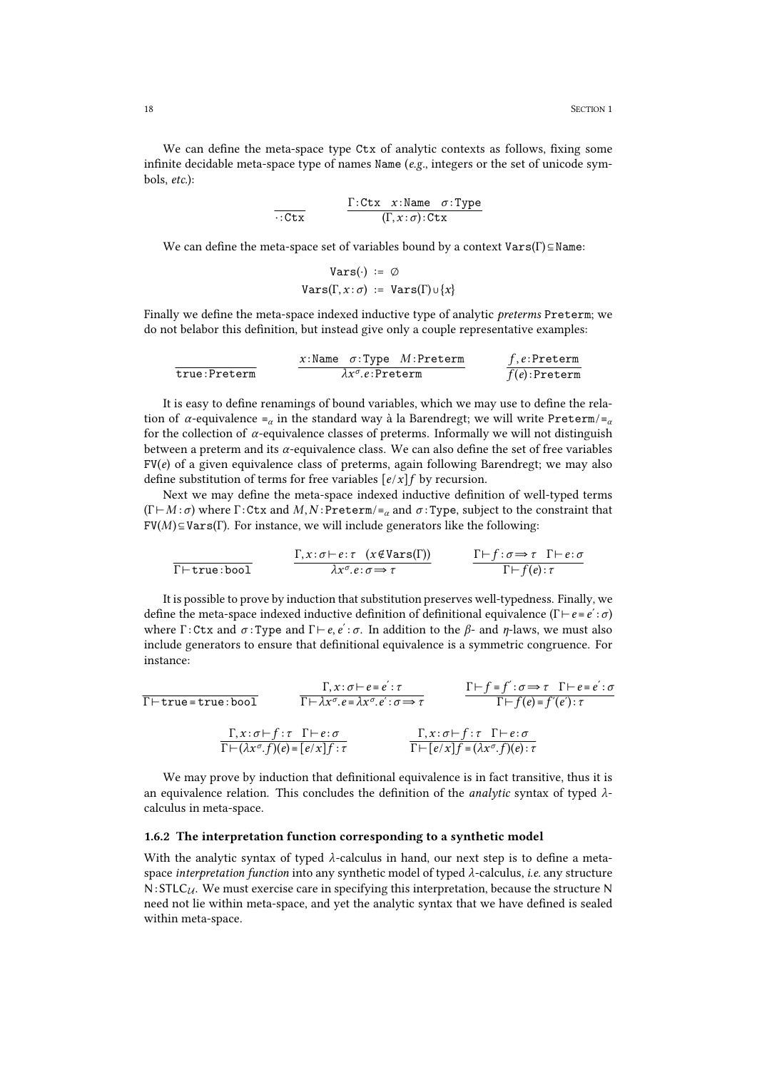We can define the meta-space type Ctx of analytic contexts as follows, fixing some infinite decidable meta-space type of names Name (*e.g.*, integers or the set of unicode symbols, *etc.*):

$$\frac{}{\cdot : \texttt{Ctx}} \qquad \frac{\Gamma : \texttt{Ctx} \quad x : \texttt{Name} \quad \sigma : \texttt{Type}}{(\Gamma, x : \sigma) : \texttt{Ctx}}$$

We can define the meta-space set of variables bound by a context $\texttt{Vars}(\Gamma) \subseteq \texttt{Name}$:

$$\begin{aligned} \texttt{Vars}(\cdot) &:= \varnothing \\ \texttt{Vars}(\Gamma, x : \sigma) &:= \texttt{Vars}(\Gamma) \cup \{x\} \end{aligned}$$

Finally we define the meta-space indexed inductive type of analytic *preterms* Preterm; we do not belabor this definition, but instead give only a couple representative examples:

$$\frac{}{\texttt{true} : \texttt{Preterm}} \qquad \frac{x : \texttt{Name} \quad \sigma : \texttt{Type} \quad M : \texttt{Preterm}}{\lambda x^\sigma . e : \texttt{Preterm}} \qquad \frac{f, e : \texttt{Preterm}}{f(e) : \texttt{Preterm}}$$

It is easy to define renamings of bound variables, which we may use to define the relation of $\alpha$-equivalence $\equiv_\alpha$ in the standard way à la Barendregt; we will write $\texttt{Preterm}/\equiv_\alpha$ for the collection of $\alpha$-equivalence classes of preterms. Informally we will not distinguish between a preterm and its $\alpha$-equivalence class. We can also define the set of free variables $\texttt{FV}(e)$ of a given equivalence class of preterms, again following Barendregt; we may also define substitution of terms for free variables $[e/x]f$ by recursion.

Next we may define the meta-space indexed inductive definition of well-typed terms $(\Gamma \vdash M : \sigma)$ where $\Gamma : \texttt{Ctx}$ and $M, N : \texttt{Preterm}/\equiv_\alpha$ and $\sigma : \texttt{Type}$, subject to the constraint that $\texttt{FV}(M) \subseteq \texttt{Vars}(\Gamma)$. For instance, we will include generators like the following:

$$\frac{}{\Gamma \vdash \texttt{true} : \texttt{bool}} \qquad \frac{\Gamma, x : \sigma \vdash e : \tau \quad (x \notin \texttt{Vars}(\Gamma))}{\lambda x^\sigma . e : \sigma \Longrightarrow \tau} \qquad \frac{\Gamma \vdash f : \sigma \Longrightarrow \tau \quad \Gamma \vdash e : \sigma}{\Gamma \vdash f(e) : \tau}$$

It is possible to prove by induction that substitution preserves well-typedness. Finally, we define the meta-space indexed inductive definition of definitional equivalence $(\Gamma \vdash e \equiv e' : \sigma)$ where $\Gamma : \texttt{Ctx}$ and $\sigma : \texttt{Type}$ and $\Gamma \vdash e, e' : \sigma$. In addition to the $\beta$- and $\eta$-laws, we must also include generators to ensure that definitional equivalence is a symmetric congruence. For instance:

$$\frac{}{\Gamma \vdash \texttt{true} \equiv \texttt{true} : \texttt{bool}} \qquad \frac{\Gamma, x : \sigma \vdash e \equiv e' : \tau}{\Gamma \vdash \lambda x^\sigma . e \equiv \lambda x^\sigma . e' : \sigma \Longrightarrow \tau} \qquad \frac{\Gamma \vdash f \equiv f' : \sigma \Longrightarrow \tau \quad \Gamma \vdash e \equiv e' : \sigma}{\Gamma \vdash f(e) \equiv f'(e') : \tau}$$

$$\frac{\Gamma, x : \sigma \vdash f : \tau \quad \Gamma \vdash e : \sigma}{\Gamma \vdash (\lambda x^\sigma . f)(e) \equiv [e/x]f : \tau} \qquad \frac{\Gamma, x : \sigma \vdash f : \tau \quad \Gamma \vdash e : \sigma}{\Gamma \vdash [e/x]f \equiv (\lambda x^\sigma . f)(e) : \tau}$$

We may prove by induction that definitional equivalence is in fact transitive, thus it is an equivalence relation. This concludes the definition of the *analytic* syntax of typed $\lambda$-calculus in meta-space.

### 1.6.2 The interpretation function corresponding to a synthetic model

With the analytic syntax of typed $\lambda$-calculus in hand, our next step is to define a meta-space *interpretation function* into any synthetic model of typed $\lambda$-calculus, *i.e.* any structure $\mathsf{N} : \mathsf{STLC}_{\mathcal{U}}$. We must exercise care in specifying this interpretation, because the structure $\mathsf{N}$ need not lie within meta-space, and yet the analytic syntax that we have defined is sealed within meta-space.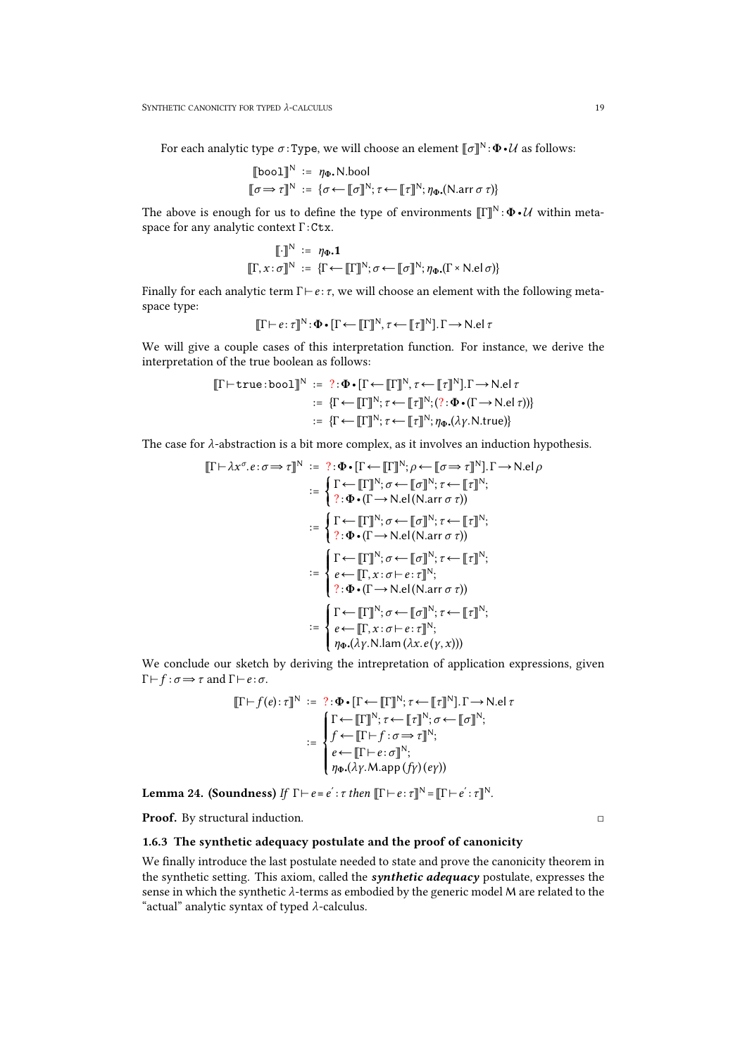For each analytic type $\sigma : \texttt{Type}$, we will choose an element $[\![\sigma]\!]^{\mathsf{N}} : \mathbf{\Phi} \bullet \mathcal{U}$ as follows:

$$
\begin{aligned}
[\![\texttt{bool}]\!]^{\mathsf{N}} &:= \eta_{\mathbf{\Phi}}.\mathsf{N}.\mathsf{bool} \\
[\![\sigma \Rightarrow \tau]\!]^{\mathsf{N}} &:= \{\sigma \leftarrow [\![\sigma]\!]^{\mathsf{N}}; \tau \leftarrow [\![\tau]\!]^{\mathsf{N}}; \eta_{\mathbf{\Phi}}.(\mathsf{N}.\mathsf{arr}\,\sigma\,\tau)\}
\end{aligned}
$$

The above is enough for us to define the type of environments $[\![\Gamma]\!]^{\mathsf{N}} : \mathbf{\Phi} \bullet \mathcal{U}$ within metaspace for any analytic context $\Gamma : \texttt{Ctx}$.

$$
\begin{aligned}
[\![\cdot]\!]^{\mathsf{N}} &:= \eta_{\mathbf{\Phi}}.\mathbf{1} \\
[\![\Gamma, x : \sigma]\!]^{\mathsf{N}} &:= \{\Gamma \leftarrow [\![\Gamma]\!]^{\mathsf{N}}; \sigma \leftarrow [\![\sigma]\!]^{\mathsf{N}}; \eta_{\mathbf{\Phi}}.(\Gamma \times \mathsf{N}.\mathsf{el}\,\sigma)\}
\end{aligned}
$$

Finally for each analytic term $\Gamma \vdash e : \tau$, we will choose an element with the following metaspace type:

$$
[\![\Gamma \vdash e : \tau]\!]^{\mathsf{N}} : \mathbf{\Phi} \bullet [\Gamma \leftarrow [\![\Gamma]\!]^{\mathsf{N}}, \tau \leftarrow [\![\tau]\!]^{\mathsf{N}}].\, \Gamma \to \mathsf{N}.\mathsf{el}\,\tau
$$

We will give a couple cases of this interpretation function. For instance, we derive the interpretation of the true boolean as follows:

$$
\begin{aligned}
[\![\Gamma \vdash \texttt{true} : \texttt{bool}]\!]^{\mathsf{N}} &:= \ ? : \mathbf{\Phi} \bullet [\Gamma \leftarrow [\![\Gamma]\!]^{\mathsf{N}}, \tau \leftarrow [\![\tau]\!]^{\mathsf{N}}].\, \Gamma \to \mathsf{N}.\mathsf{el}\,\tau \\
&:= \{\Gamma \leftarrow [\![\Gamma]\!]^{\mathsf{N}}; \tau \leftarrow [\![\tau]\!]^{\mathsf{N}}; (? : \mathbf{\Phi} \bullet (\Gamma \to \mathsf{N}.\mathsf{el}\,\tau))\} \\
&:= \{\Gamma \leftarrow [\![\Gamma]\!]^{\mathsf{N}}; \tau \leftarrow [\![\tau]\!]^{\mathsf{N}}; \eta_{\mathbf{\Phi}}.(\lambda\gamma.\mathsf{N}.\mathsf{true})\}
\end{aligned}
$$

The case for $\lambda$-abstraction is a bit more complex, as it involves an induction hypothesis.

$$
\begin{aligned}
[\![\Gamma \vdash \lambda x^{\sigma}.e : \sigma \Rightarrow \tau]\!]^{\mathsf{N}} &:= \ ? : \mathbf{\Phi} \bullet [\Gamma \leftarrow [\![\Gamma]\!]^{\mathsf{N}}; \rho \leftarrow [\![\sigma \Rightarrow \tau]\!]^{\mathsf{N}}].\, \Gamma \to \mathsf{N}.\mathsf{el}\,\rho \\
&:= \begin{cases} \Gamma \leftarrow [\![\Gamma]\!]^{\mathsf{N}}; \sigma \leftarrow [\![\sigma]\!]^{\mathsf{N}}; \tau \leftarrow [\![\tau]\!]^{\mathsf{N}}; \\ ? : \mathbf{\Phi} \bullet (\Gamma \to \mathsf{N}.\mathsf{el}\,(\mathsf{N}.\mathsf{arr}\,\sigma\,\tau)) \end{cases} \\
&:= \begin{cases} \Gamma \leftarrow [\![\Gamma]\!]^{\mathsf{N}}; \sigma \leftarrow [\![\sigma]\!]^{\mathsf{N}}; \tau \leftarrow [\![\tau]\!]^{\mathsf{N}}; \\ ? : \mathbf{\Phi} \bullet (\Gamma \to \mathsf{N}.\mathsf{el}\,(\mathsf{N}.\mathsf{arr}\,\sigma\,\tau)) \end{cases} \\
&:= \begin{cases} \Gamma \leftarrow [\![\Gamma]\!]^{\mathsf{N}}; \sigma \leftarrow [\![\sigma]\!]^{\mathsf{N}}; \tau \leftarrow [\![\tau]\!]^{\mathsf{N}}; \\ e \leftarrow [\![\Gamma, x : \sigma \vdash e : \tau]\!]^{\mathsf{N}}; \\ ? : \mathbf{\Phi} \bullet (\Gamma \to \mathsf{N}.\mathsf{el}\,(\mathsf{N}.\mathsf{arr}\,\sigma\,\tau)) \end{cases} \\
&:= \begin{cases} \Gamma \leftarrow [\![\Gamma]\!]^{\mathsf{N}}; \sigma \leftarrow [\![\sigma]\!]^{\mathsf{N}}; \tau \leftarrow [\![\tau]\!]^{\mathsf{N}}; \\ e \leftarrow [\![\Gamma, x : \sigma \vdash e : \tau]\!]^{\mathsf{N}}; \\ \eta_{\mathbf{\Phi}}.(\lambda\gamma.\mathsf{N}.\mathsf{lam}\,(\lambda x.e\,(\gamma, x))) \end{cases}
\end{aligned}
$$

We conclude our sketch by deriving the intrepretation of application expressions, given $\Gamma \vdash f : \sigma \Rightarrow \tau$ and $\Gamma \vdash e : \sigma$.

$$
\begin{aligned}
[\![\Gamma \vdash f(e) : \tau]\!]^{\mathsf{N}} &:= \ ? : \mathbf{\Phi} \bullet [\Gamma \leftarrow [\![\Gamma]\!]^{\mathsf{N}}; \tau \leftarrow [\![\tau]\!]^{\mathsf{N}}].\, \Gamma \to \mathsf{N}.\mathsf{el}\,\tau \\
&:= \begin{cases} \Gamma \leftarrow [\![\Gamma]\!]^{\mathsf{N}}; \tau \leftarrow [\![\tau]\!]^{\mathsf{N}}; \sigma \leftarrow [\![\sigma]\!]^{\mathsf{N}}; \\ f \leftarrow [\![\Gamma \vdash f : \sigma \Rightarrow \tau]\!]^{\mathsf{N}}; \\ e \leftarrow [\![\Gamma \vdash e : \sigma]\!]^{\mathsf{N}}; \\ \eta_{\mathbf{\Phi}}.(\lambda\gamma.\mathsf{M}.\mathsf{app}\,(f\gamma)\,(e\gamma)) \end{cases}
\end{aligned}
$$

**Lemma 24. (Soundness)** *If* $\Gamma \vdash e \equiv e' : \tau$ *then* $[\![\Gamma \vdash e : \tau]\!]^{\mathsf{N}} = [\![\Gamma \vdash e' : \tau]\!]^{\mathsf{N}}$.

**Proof.** By structural induction. ◻

### 1.6.3 The synthetic adequacy postulate and the proof of canonicity

We finally introduce the last postulate needed to state and prove the canonicity theorem in the synthetic setting. This axiom, called the ***synthetic adequacy*** postulate, expresses the sense in which the synthetic $\lambda$-terms as embodied by the generic model M are related to the "actual" analytic syntax of typed $\lambda$-calculus.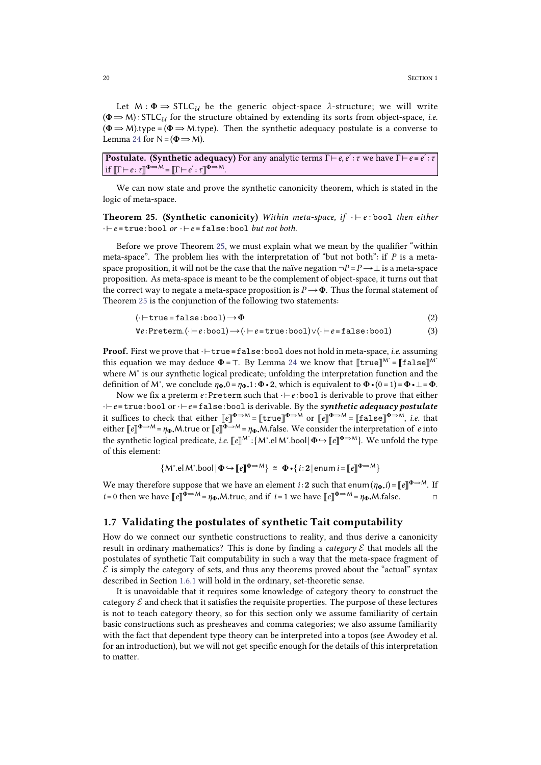Let $\mathsf{M} : \mathbf{\Phi} \Longrightarrow \mathsf{STLC}_{\mathcal{U}}$ be the generic object-space $\lambda$-structure; we will write $(\mathbf{\Phi} \Longrightarrow \mathsf{M}) : \mathsf{STLC}_{\mathcal{U}}$ for the structure obtained by extending its sorts from object-space, *i.e.* $(\mathbf{\Phi} \Longrightarrow \mathsf{M}).\mathsf{type} = (\mathbf{\Phi} \Longrightarrow \mathsf{M}.\mathsf{type})$. Then the synthetic adequacy postulate is a converse to Lemma 24 for $\mathsf{N} = (\mathbf{\Phi} \Longrightarrow \mathsf{M})$.

**Postulate. (Synthetic adequacy)** For any analytic terms $\Gamma \vdash e, e' : \tau$ we have $\Gamma \vdash e \equiv e' : \tau$ if $[\![\Gamma \vdash e : \tau]\!]^{\mathbf{\Phi} \Rightarrow \mathsf{M}} = [\![\Gamma \vdash e' : \tau]\!]^{\mathbf{\Phi} \Rightarrow \mathsf{M}}$.

We can now state and prove the synthetic canonicity theorem, which is stated in the logic of meta-space.

**Theorem 25. (Synthetic canonicity)** *Within meta-space, if* $\cdot \vdash e : \mathtt{bool}$ *then either* $\cdot \vdash e \equiv \mathtt{true} : \mathtt{bool}$ *or* $\cdot \vdash e \equiv \mathtt{false} : \mathtt{bool}$ *but not both.*

Before we prove Theorem 25, we must explain what we mean by the qualifier "within meta-space". The problem lies with the interpretation of "but not both": if $P$ is a meta-space proposition, it will not be the case that the naïve negation $\neg P = P \longrightarrow \bot$ is a meta-space proposition. As meta-space is meant to be the complement of object-space, it turns out that the correct way to negate a meta-space proposition is $P \longrightarrow \mathbf{\Phi}$. Thus the formal statement of Theorem 25 is the conjunction of the following two statements:

$$(\cdot \vdash \mathtt{true} \equiv \mathtt{false} : \mathtt{bool}) \longrightarrow \mathbf{\Phi} \tag{2}$$

$$\forall e : \mathtt{Preterm}.\, (\cdot \vdash e : \mathtt{bool}) \longrightarrow (\cdot \vdash e \equiv \mathtt{true} : \mathtt{bool}) \vee (\cdot \vdash e \equiv \mathtt{false} : \mathtt{bool}) \tag{3}$$

**Proof.** First we prove that $\cdot \vdash \mathtt{true} \equiv \mathtt{false} : \mathtt{bool}$ does not hold in meta-space, *i.e.* assuming this equation we may deduce $\mathbf{\Phi} = \top$. By Lemma 24 we know that $[\![\mathtt{true}]\!]^{\mathsf{M}^*} = [\![\mathtt{false}]\!]^{\mathsf{M}^*}$ where $\mathsf{M}^*$ is our synthetic logical predicate; unfolding the interpretation function and the definition of $\mathsf{M}^*$, we conclude $\eta_{\mathbf{\Phi}}.0 = \eta_{\mathbf{\Phi}}.1 : \mathbf{\Phi} \bullet \mathbf{2}$, which is equivalent to $\mathbf{\Phi} \bullet (0 = 1) = \mathbf{\Phi} \bullet \bot = \mathbf{\Phi}$.

Now we fix a preterm $e : \mathtt{Preterm}$ such that $\cdot \vdash e : \mathtt{bool}$ is derivable to prove that either $\cdot \vdash e \equiv \mathtt{true} : \mathtt{bool}$ or $\cdot \vdash e \equiv \mathtt{false} : \mathtt{bool}$ is derivable. By the ***synthetic adequacy postulate*** it suffices to check that either $[\![e]\!]^{\mathbf{\Phi} \Rightarrow \mathsf{M}} = [\![\mathtt{true}]\!]^{\mathbf{\Phi} \Rightarrow \mathsf{M}}$ or $[\![e]\!]^{\mathbf{\Phi} \Rightarrow \mathsf{M}} = [\![\mathtt{false}]\!]^{\mathbf{\Phi} \Rightarrow \mathsf{M}}$, *i.e.* that either $[\![e]\!]^{\mathbf{\Phi} \Rightarrow \mathsf{M}} = \eta_{\mathbf{\Phi}}.\mathsf{M}.\mathsf{true}$ or $[\![e]\!]^{\mathbf{\Phi} \Rightarrow \mathsf{M}} = \eta_{\mathbf{\Phi}}.\mathsf{M}.\mathsf{false}$. We consider the interpretation of $e$ into the synthetic logical predicate, *i.e.* $[\![e]\!]^{\mathsf{M}^*} : \{\mathsf{M}^*.\mathsf{el}\,\mathsf{M}^*.\mathsf{bool} \mid \mathbf{\Phi} \hookrightarrow [\![e]\!]^{\mathbf{\Phi} \Rightarrow \mathsf{M}}\}$. We unfold the type of this element:

$$\{\mathsf{M}^*.\mathsf{el}\,\mathsf{M}^*.\mathsf{bool} \mid \mathbf{\Phi} \hookrightarrow [\![e]\!]^{\mathbf{\Phi} \Rightarrow \mathsf{M}}\} \;\cong\; \mathbf{\Phi} \bullet \{\, i : \mathbf{2} \mid \mathsf{enum}\, i = [\![e]\!]^{\mathbf{\Phi} \Rightarrow \mathsf{M}} \}$$

We may therefore suppose that we have an element $i : \mathbf{2}$ such that $\mathsf{enum}\,(\eta_{\mathbf{\Phi}}.i) = [\![e]\!]^{\mathbf{\Phi} \Rightarrow \mathsf{M}}$. If $i = 0$ then we have $[\![e]\!]^{\mathbf{\Phi} \Rightarrow \mathsf{M}} = \eta_{\mathbf{\Phi}}.\mathsf{M}.\mathsf{true}$, and if $i = 1$ we have $[\![e]\!]^{\mathbf{\Phi} \Rightarrow \mathsf{M}} = \eta_{\mathbf{\Phi}}.\mathsf{M}.\mathsf{false}$. □

## 1.7 Validating the postulates of synthetic Tait computability

How do we connect our synthetic constructions to reality, and thus derive a canonicity result in ordinary mathematics? This is done by finding a *category* $\mathcal{E}$ that models all the postulates of synthetic Tait computability in such a way that the meta-space fragment of $\mathcal{E}$ is simply the category of sets, and thus any theorems proved about the "actual" syntax described in Section 1.6.1 will hold in the ordinary, set-theoretic sense.

It is unavoidable that it requires some knowledge of category theory to construct the category $\mathcal{E}$ and check that it satisfies the requisite properties. The purpose of these lectures is not to teach category theory, so for this section only we assume familiarity of certain basic constructions such as presheaves and comma categories; we also assume familiarity with the fact that dependent type theory can be interpreted into a topos (see Awodey et al. for an introduction), but we will not get specific enough for the details of this interpretation to matter.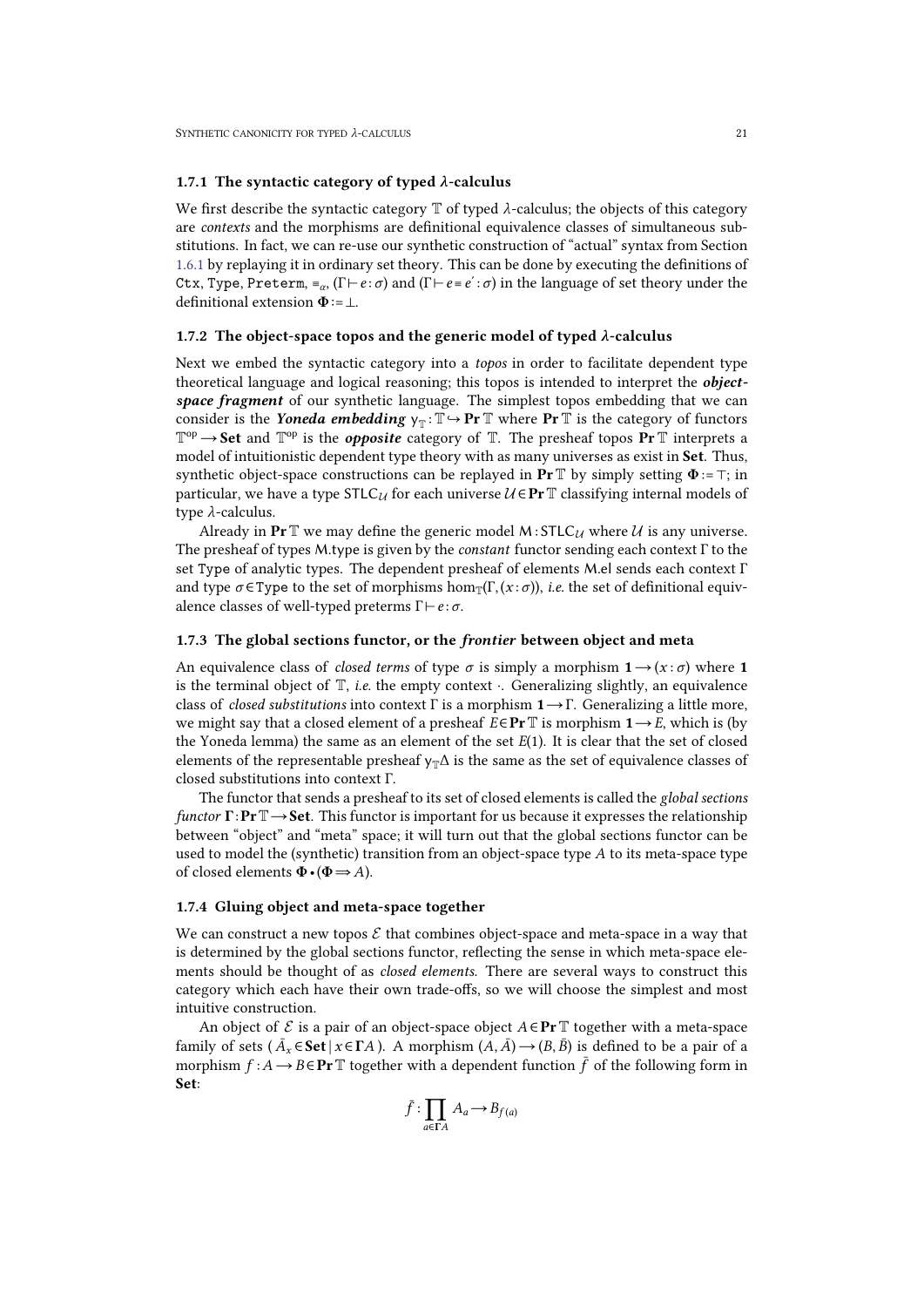### 1.7.1 The syntactic category of typed $\lambda$-calculus

We first describe the syntactic category $\mathbb{T}$ of typed $\lambda$-calculus; the objects of this category are *contexts* and the morphisms are definitional equivalence classes of simultaneous substitutions. In fact, we can re-use our synthetic construction of "actual" syntax from Section 1.6.1 by replaying it in ordinary set theory. This can be done by executing the definitions of `Ctx`, `Type`, `Preterm`, $\equiv_\alpha$, $(\Gamma \vdash e : \sigma)$ and $(\Gamma \vdash e \equiv e' : \sigma)$ in the language of set theory under the definitional extension $\mathbf{\Phi} := \bot$.

### 1.7.2 The object-space topos and the generic model of typed $\lambda$-calculus

Next we embed the syntactic category into a *topos* in order to facilitate dependent type theoretical language and logical reasoning; this topos is intended to interpret the ***object-space fragment*** of our synthetic language. The simplest topos embedding that we can consider is the ***Yoneda embedding*** $\mathsf{y}_{\mathbb{T}} : \mathbb{T} \hookrightarrow \mathbf{Pr}\,\mathbb{T}$ where $\mathbf{Pr}\,\mathbb{T}$ is the category of functors $\mathbb{T}^{\mathrm{op}} \to \mathbf{Set}$ and $\mathbb{T}^{\mathrm{op}}$ is the ***opposite*** category of $\mathbb{T}$. The presheaf topos $\mathbf{Pr}\,\mathbb{T}$ interprets a model of intuitionistic dependent type theory with as many universes as exist in $\mathbf{Set}$. Thus, synthetic object-space constructions can be replayed in $\mathbf{Pr}\,\mathbb{T}$ by simply setting $\mathbf{\Phi} := \top$; in particular, we have a type $\mathsf{STLC}_{\mathcal{U}}$ for each universe $\mathcal{U} \in \mathbf{Pr}\,\mathbb{T}$ classifying internal models of type $\lambda$-calculus.

Already in $\mathbf{Pr}\,\mathbb{T}$ we may define the generic model $\mathsf{M} : \mathsf{STLC}_{\mathcal{U}}$ where $\mathcal{U}$ is any universe. The presheaf of types M.type is given by the *constant* functor sending each context $\Gamma$ to the set `Type` of analytic types. The dependent presheaf of elements M.el sends each context $\Gamma$ and type $\sigma \in \mathtt{Type}$ to the set of morphisms $\hom_{\mathbb{T}}(\Gamma, (x : \sigma))$, *i.e.* the set of definitional equivalence classes of well-typed preterms $\Gamma \vdash e : \sigma$.

### 1.7.3 The global sections functor, or the *frontier* between object and meta

An equivalence class of *closed terms* of type $\sigma$ is simply a morphism $\mathbf{1} \to (x : \sigma)$ where $\mathbf{1}$ is the terminal object of $\mathbb{T}$, *i.e.* the empty context $\cdot$. Generalizing slightly, an equivalence class of *closed substitutions* into context $\Gamma$ is a morphism $\mathbf{1} \to \Gamma$. Generalizing a little more, we might say that a closed element of a presheaf $E \in \mathbf{Pr}\,\mathbb{T}$ is morphism $\mathbf{1} \to E$, which is (by the Yoneda lemma) the same as an element of the set $E(\mathbf{1})$. It is clear that the set of closed elements of the representable presheaf $\mathsf{y}_{\mathbb{T}}\Delta$ is the same as the set of equivalence classes of closed substitutions into context $\Gamma$.

The functor that sends a presheaf to its set of closed elements is called the *global sections functor* $\mathbf{\Gamma} : \mathbf{Pr}\,\mathbb{T} \to \mathbf{Set}$. This functor is important for us because it expresses the relationship between "object" and "meta" space; it will turn out that the global sections functor can be used to model the (synthetic) transition from an object-space type $A$ to its meta-space type of closed elements $\mathbf{\Phi} \bullet (\mathbf{\Phi} \Rightarrow A)$.

### 1.7.4 Gluing object and meta-space together

We can construct a new topos $\mathcal{E}$ that combines object-space and meta-space in a way that is determined by the global sections functor, reflecting the sense in which meta-space elements should be thought of as *closed elements*. There are several ways to construct this category which each have their own trade-offs, so we will choose the simplest and most intuitive construction.

An object of $\mathcal{E}$ is a pair of an object-space object $A \in \mathbf{Pr}\,\mathbb{T}$ together with a meta-space family of sets $(\bar{A}_x \in \mathbf{Set} \mid x \in \mathbf{\Gamma}A)$. A morphism $(A, \bar{A}) \to (B, \bar{B})$ is defined to be a pair of a morphism $f : A \to B \in \mathbf{Pr}\,\mathbb{T}$ together with a dependent function $\bar{f}$ of the following form in $\mathbf{Set}$:

$$\bar{f} : \prod_{a \in \mathbf{\Gamma}A} A_a \to B_{f(a)}$$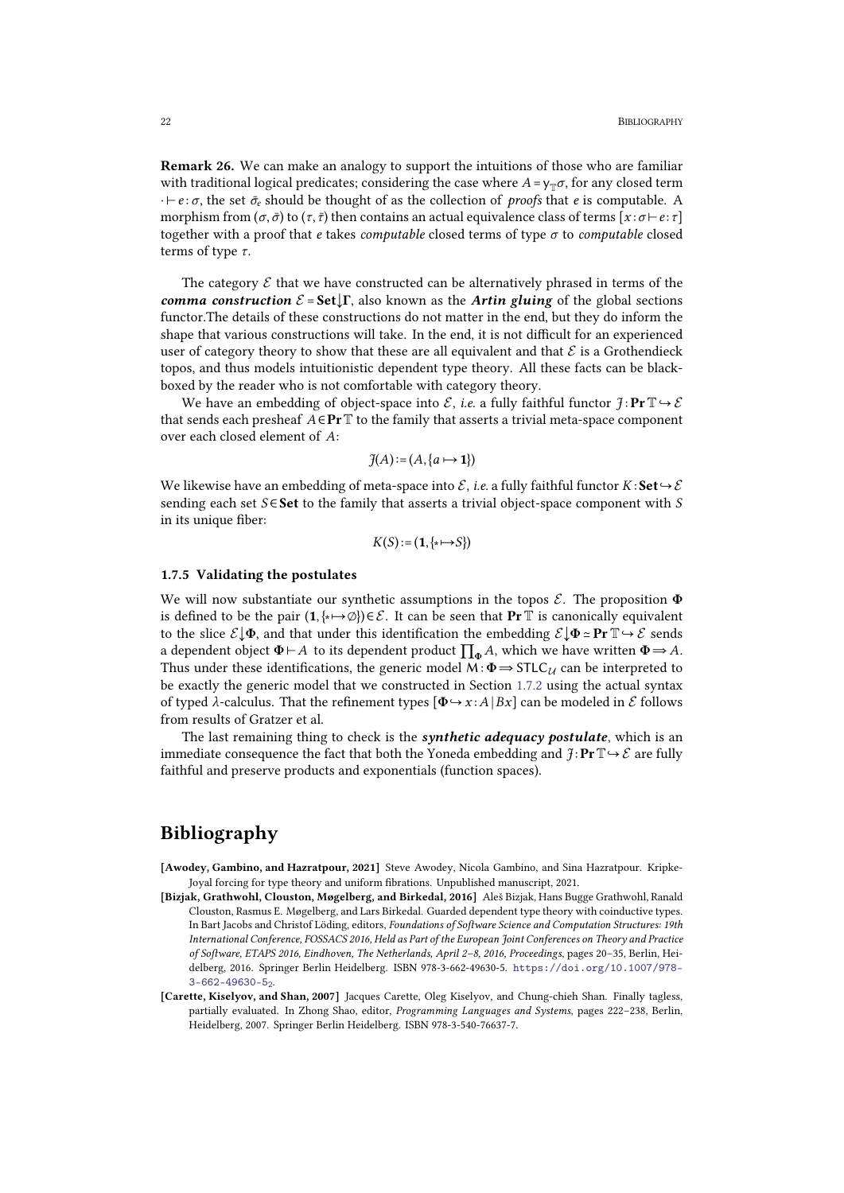**Remark 26.** We can make an analogy to support the intuitions of those who are familiar with traditional logical predicates; considering the case where $A = \mathsf{y}_{\mathbb{T}}\sigma$, for any closed term $\cdot \vdash e : \sigma$, the set $\bar{\sigma}_e$ should be thought of as the collection of *proofs* that $e$ is computable. A morphism from $(\sigma, \bar{\sigma})$ to $(\tau, \bar{\tau})$ then contains an actual equivalence class of terms $[x : \sigma \vdash e : \tau]$ together with a proof that $e$ takes *computable* closed terms of type $\sigma$ to *computable* closed terms of type $\tau$.

The category $\mathcal{E}$ that we have constructed can be alternatively phrased in terms of the ***comma construction*** $\mathcal{E} = \mathbf{Set}\downarrow\mathbf{\Gamma}$, also known as the ***Artin gluing*** of the global sections functor.The details of these constructions do not matter in the end, but they do inform the shape that various constructions will take. In the end, it is not difficult for an experienced user of category theory to show that these are all equivalent and that $\mathcal{E}$ is a Grothendieck topos, and thus models intuitionistic dependent type theory. All these facts can be black-boxed by the reader who is not comfortable with category theory.

We have an embedding of object-space into $\mathcal{E}$, *i.e.* a fully faithful functor $\mathcal{J} : \mathbf{Pr}\,\mathbb{T} \hookrightarrow \mathcal{E}$ that sends each presheaf $A \in \mathbf{Pr}\,\mathbb{T}$ to the family that asserts a trivial meta-space component over each closed element of $A$:

$$\mathcal{J}(A) := (A, \{a \mapsto \mathbf{1}\})$$

We likewise have an embedding of meta-space into $\mathcal{E}$, *i.e.* a fully faithful functor $K : \mathbf{Set} \hookrightarrow \mathcal{E}$ sending each set $S \in \mathbf{Set}$ to the family that asserts a trivial object-space component with $S$ in its unique fiber:

$$K(S) := (\mathbf{1}, \{\star \mapsto S\})$$

### 1.7.5 Validating the postulates

We will now substantiate our synthetic assumptions in the topos $\mathcal{E}$. The proposition $\mathbf{\Phi}$ is defined to be the pair $(\mathbf{1}, \{\star \mapsto \varnothing\}) \in \mathcal{E}$. It can be seen that $\mathbf{Pr}\,\mathbb{T}$ is canonically equivalent to the slice $\mathcal{E}\downarrow\mathbf{\Phi}$, and that under this identification the embedding $\mathcal{E}\downarrow\mathbf{\Phi} \simeq \mathbf{Pr}\,\mathbb{T} \hookrightarrow \mathcal{E}$ sends a dependent object $\mathbf{\Phi} \vdash A$ to its dependent product $\prod_{\mathbf{\Phi}} A$, which we have written $\mathbf{\Phi} \Rightarrow A$. Thus under these identifications, the generic model $\mathsf{M} : \mathbf{\Phi} \Rightarrow \mathsf{STLC}_{\mathcal{U}}$ can be interpreted to be exactly the generic model that we constructed in Section 1.7.2 using the actual syntax of typed $\lambda$-calculus. That the refinement types $[\mathbf{\Phi} \hookrightarrow x : A \mid Bx]$ can be modeled in $\mathcal{E}$ follows from results of Gratzer et al.

The last remaining thing to check is the ***synthetic adequacy postulate***, which is an immediate consequence the fact that both the Yoneda embedding and $\mathcal{J} : \mathbf{Pr}\,\mathbb{T} \hookrightarrow \mathcal{E}$ are fully faithful and preserve products and exponentials (function spaces).

## Bibliography

**[Awodey, Gambino, and Hazratpour, 2021]** Steve Awodey, Nicola Gambino, and Sina Hazratpour. Kripke-Joyal forcing for type theory and uniform fibrations. Unpublished manuscript, 2021.

**[Bizjak, Grathwohl, Clouston, Møgelberg, and Birkedal, 2016]** Aleš Bizjak, Hans Bugge Grathwohl, Ranald Clouston, Rasmus E. Møgelberg, and Lars Birkedal. Guarded dependent type theory with coinductive types. In Bart Jacobs and Christof Löding, editors, *Foundations of Software Science and Computation Structures: 19th International Conference, FOSSACS 2016, Held as Part of the European Joint Conferences on Theory and Practice of Software, ETAPS 2016, Eindhoven, The Netherlands, April 2–8, 2016, Proceedings*, pages 20–35, Berlin, Heidelberg, 2016. Springer Berlin Heidelberg. ISBN 978-3-662-49630-5. https://doi.org/10.1007/978-3-662-49630-5_2.

**[Carette, Kiselyov, and Shan, 2007]** Jacques Carette, Oleg Kiselyov, and Chung-chieh Shan. Finally tagless, partially evaluated. In Zhong Shao, editor, *Programming Languages and Systems*, pages 222–238, Berlin, Heidelberg, 2007. Springer Berlin Heidelberg. ISBN 978-3-540-76637-7.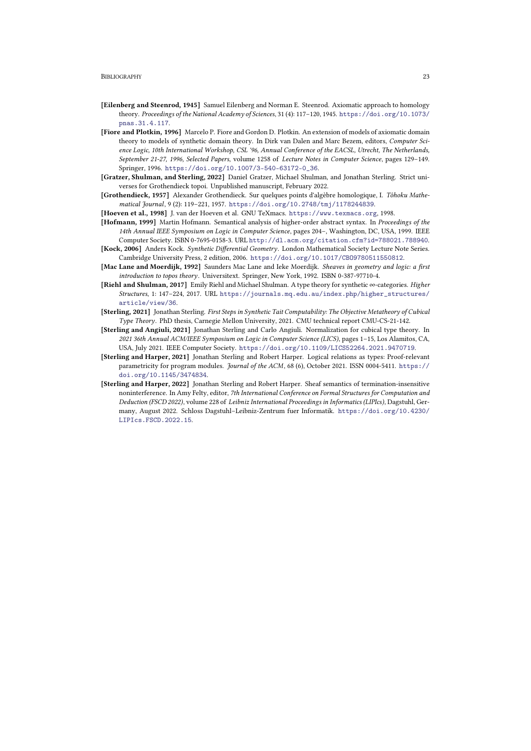**[Eilenberg and Steenrod, 1945]** Samuel Eilenberg and Norman E. Steenrod. Axiomatic approach to homology theory. *Proceedings of the National Academy of Sciences*, 31 (4): 117–120, 1945. https://doi.org/10.1073/pnas.31.4.117.

**[Fiore and Plotkin, 1996]** Marcelo P. Fiore and Gordon D. Plotkin. An extension of models of axiomatic domain theory to models of synthetic domain theory. In Dirk van Dalen and Marc Bezem, editors, *Computer Science Logic, 10th International Workshop, CSL '96, Annual Conference of the EACSL, Utrecht, The Netherlands, September 21-27, 1996, Selected Papers*, volume 1258 of *Lecture Notes in Computer Science*, pages 129–149. Springer, 1996. https://doi.org/10.1007/3-540-63172-0_36.

**[Gratzer, Shulman, and Sterling, 2022]** Daniel Gratzer, Michael Shulman, and Jonathan Sterling. Strict universes for Grothendieck topoi. Unpublished manuscript, February 2022.

**[Grothendieck, 1957]** Alexander Grothendieck. Sur quelques points d'algèbre homologique, I. *Tôhoku Mathematical Journal*, 9 (2): 119–221, 1957. https://doi.org/10.2748/tmj/1178244839.

**[Hoeven et al., 1998]** J. van der Hoeven et al. GNU TeXmacs. https://www.texmacs.org, 1998.

**[Hofmann, 1999]** Martin Hofmann. Semantical analysis of higher-order abstract syntax. In *Proceedings of the 14th Annual IEEE Symposium on Logic in Computer Science*, pages 204–, Washington, DC, USA, 1999. IEEE Computer Society. ISBN 0-7695-0158-3. URL http://dl.acm.org/citation.cfm?id=788021.788940.

**[Kock, 2006]** Anders Kock. *Synthetic Differential Geometry*. London Mathematical Society Lecture Note Series. Cambridge University Press, 2 edition, 2006. https://doi.org/10.1017/CBO9780511550812.

**[Mac Lane and Moerdijk, 1992]** Saunders Mac Lane and Ieke Moerdijk. *Sheaves in geometry and logic: a first introduction to topos theory*. Universitext. Springer, New York, 1992. ISBN 0-387-97710-4.

**[Riehl and Shulman, 2017]** Emily Riehl and Michael Shulman. A type theory for synthetic ∞-categories. *Higher Structures*, 1: 147–224, 2017. URL https://journals.mq.edu.au/index.php/higher_structures/article/view/36.

**[Sterling, 2021]** Jonathan Sterling. *First Steps in Synthetic Tait Computability: The Objective Metatheory of Cubical Type Theory*. PhD thesis, Carnegie Mellon University, 2021. CMU technical report CMU-CS-21-142.

**[Sterling and Angiuli, 2021]** Jonathan Sterling and Carlo Angiuli. Normalization for cubical type theory. In *2021 36th Annual ACM/IEEE Symposium on Logic in Computer Science (LICS)*, pages 1–15, Los Alamitos, CA, USA, July 2021. IEEE Computer Society. https://doi.org/10.1109/LICS52264.2021.9470719.

**[Sterling and Harper, 2021]** Jonathan Sterling and Robert Harper. Logical relations as types: Proof-relevant parametricity for program modules. *Journal of the ACM*, 68 (6), October 2021. ISSN 0004-5411. https://doi.org/10.1145/3474834.

**[Sterling and Harper, 2022]** Jonathan Sterling and Robert Harper. Sheaf semantics of termination-insensitive noninterference. In Amy Felty, editor, *7th International Conference on Formal Structures for Computation and Deduction (FSCD 2022)*, volume 228 of *Leibniz International Proceedings in Informatics (LIPIcs)*, Dagstuhl, Germany, August 2022. Schloss Dagstuhl–Leibniz-Zentrum fuer Informatik. https://doi.org/10.4230/LIPIcs.FSCD.2022.15.